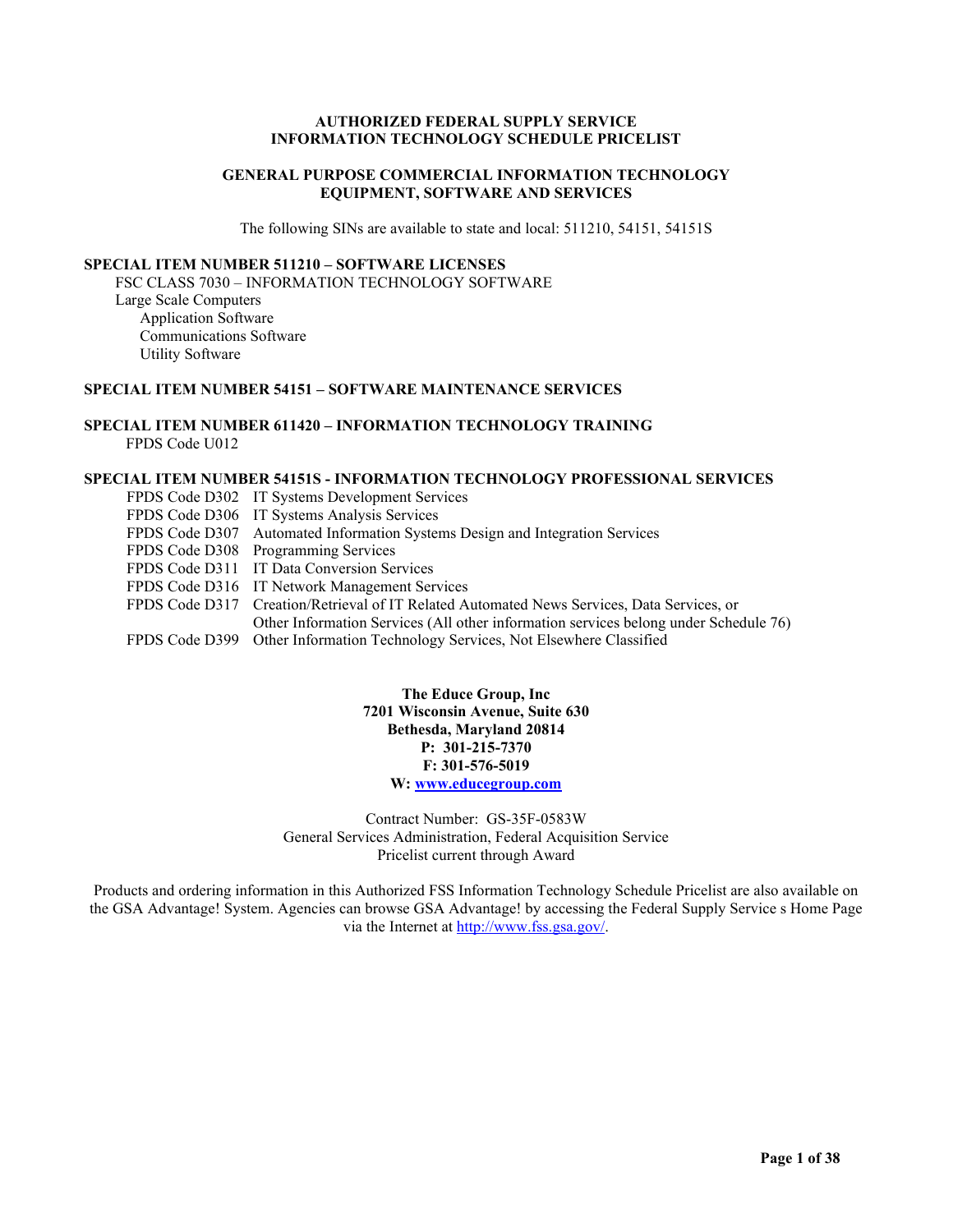**AUTHORIZED FEDERAL SUPPLY SERVICE**
**INFORMATION TECHNOLOGY SCHEDULE PRICELIST**

**GENERAL PURPOSE COMMERCIAL INFORMATION TECHNOLOGY EQUIPMENT, SOFTWARE AND SERVICES**

The following SINs are available to state and local: 511210, 54151, 54151S

**SPECIAL ITEM NUMBER 511210 – SOFTWARE LICENSES**

FSC CLASS 7030 – INFORMATION TECHNOLOGY SOFTWARE
Large Scale Computers
- Application Software
- Communications Software
- Utility Software

**SPECIAL ITEM NUMBER 54151 – SOFTWARE MAINTENANCE SERVICES**

**SPECIAL ITEM NUMBER 611420 – INFORMATION TECHNOLOGY TRAINING**

FPDS Code U012

**SPECIAL ITEM NUMBER 54151S - INFORMATION TECHNOLOGY PROFESSIONAL SERVICES**

- FPDS Code D302 IT Systems Development Services
- FPDS Code D306 IT Systems Analysis Services
- FPDS Code D307 Automated Information Systems Design and Integration Services
- FPDS Code D308 Programming Services
- FPDS Code D311 IT Data Conversion Services
- FPDS Code D316 IT Network Management Services
- FPDS Code D317 Creation/Retrieval of IT Related Automated News Services, Data Services, or Other Information Services (All other information services belong under Schedule 76)
- FPDS Code D399 Other Information Technology Services, Not Elsewhere Classified

**The Educe Group, Inc**
**7201 Wisconsin Avenue, Suite 630**
**Bethesda, Maryland 20814**
**P: 301-215-7370**
**F: 301-576-5019**
**W: www.educegroup.com**

Contract Number: GS-35F-0583W
General Services Administration, Federal Acquisition Service
Pricelist current through Award

Products and ordering information in this Authorized FSS Information Technology Schedule Pricelist are also available on the GSA Advantage! System. Agencies can browse GSA Advantage! by accessing the Federal Supply Service s Home Page via the Internet at http://www.fss.gsa.gov/.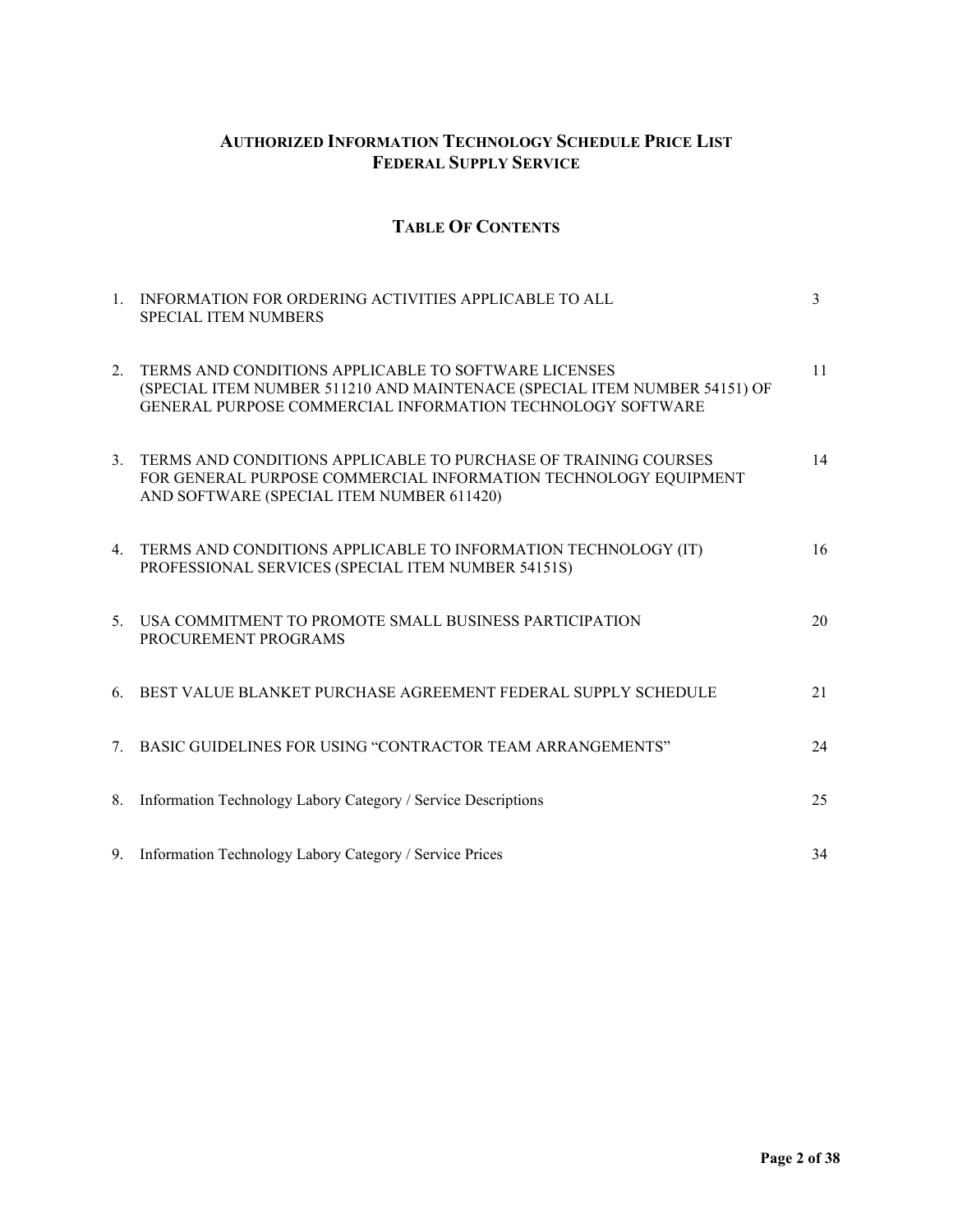## AUTHORIZED INFORMATION TECHNOLOGY SCHEDULE PRICE LIST
## FEDERAL SUPPLY SERVICE

### TABLE OF CONTENTS

| | | |
|---|---|---|
| 1. | INFORMATION FOR ORDERING ACTIVITIES APPLICABLE TO ALL SPECIAL ITEM NUMBERS | 3 |
| 2. | TERMS AND CONDITIONS APPLICABLE TO SOFTWARE LICENSES (SPECIAL ITEM NUMBER 511210 AND MAINTENACE (SPECIAL ITEM NUMBER 54151) OF GENERAL PURPOSE COMMERCIAL INFORMATION TECHNOLOGY SOFTWARE | 11 |
| 3. | TERMS AND CONDITIONS APPLICABLE TO PURCHASE OF TRAINING COURSES FOR GENERAL PURPOSE COMMERCIAL INFORMATION TECHNOLOGY EQUIPMENT AND SOFTWARE (SPECIAL ITEM NUMBER 611420) | 14 |
| 4. | TERMS AND CONDITIONS APPLICABLE TO INFORMATION TECHNOLOGY (IT) PROFESSIONAL SERVICES (SPECIAL ITEM NUMBER 54151S) | 16 |
| 5. | USA COMMITMENT TO PROMOTE SMALL BUSINESS PARTICIPATION PROCUREMENT PROGRAMS | 20 |
| 6. | BEST VALUE BLANKET PURCHASE AGREEMENT FEDERAL SUPPLY SCHEDULE | 21 |
| 7. | BASIC GUIDELINES FOR USING "CONTRACTOR TEAM ARRANGEMENTS" | 24 |
| 8. | Information Technology Labory Category / Service Descriptions | 25 |
| 9. | Information Technology Labory Category / Service Prices | 34 |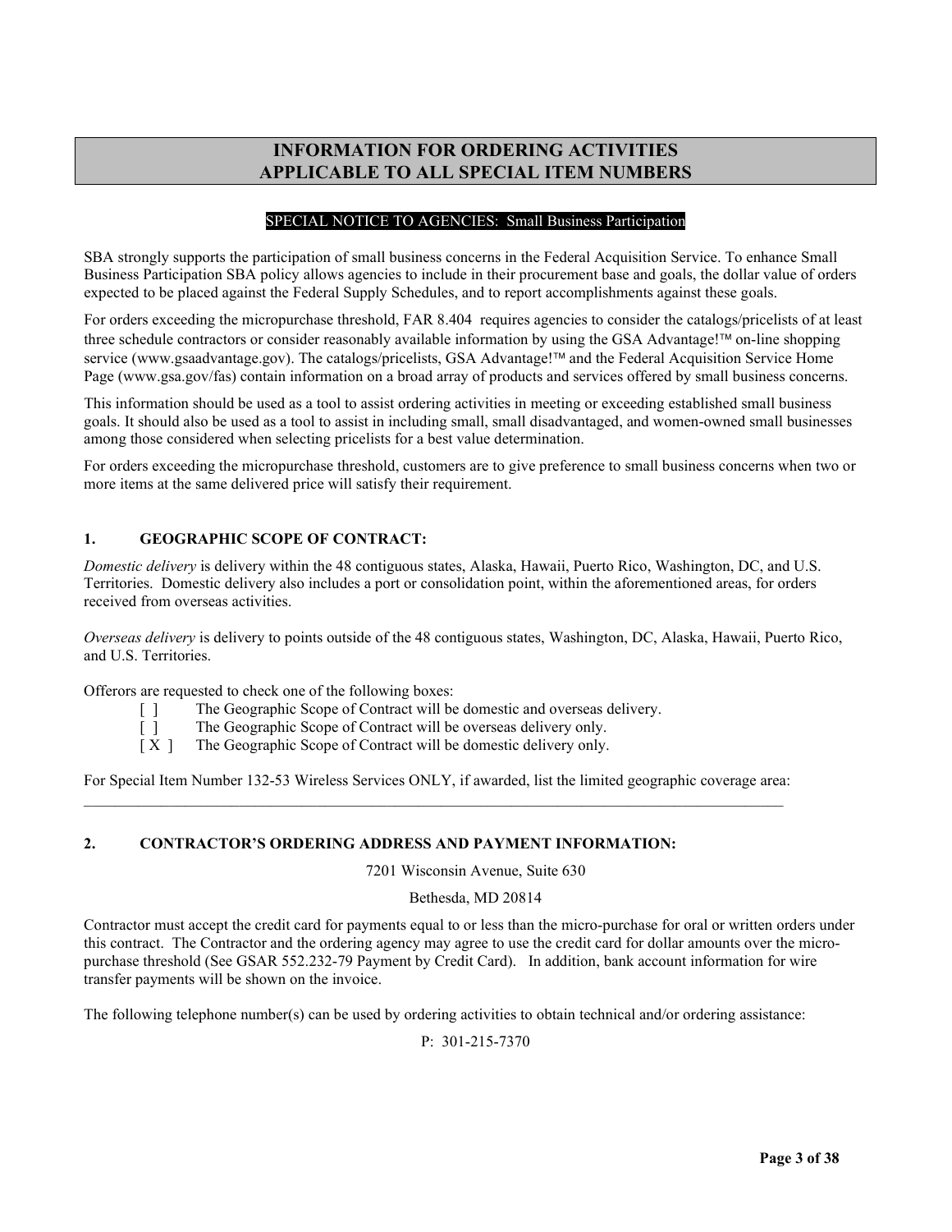# INFORMATION FOR ORDERING ACTIVITIES APPLICABLE TO ALL SPECIAL ITEM NUMBERS

SPECIAL NOTICE TO AGENCIES: Small Business Participation

SBA strongly supports the participation of small business concerns in the Federal Acquisition Service. To enhance Small Business Participation SBA policy allows agencies to include in their procurement base and goals, the dollar value of orders expected to be placed against the Federal Supply Schedules, and to report accomplishments against these goals.

For orders exceeding the micropurchase threshold, FAR 8.404 requires agencies to consider the catalogs/pricelists of at least three schedule contractors or consider reasonably available information by using the GSA Advantage!™ on-line shopping service (www.gsaadvantage.gov). The catalogs/pricelists, GSA Advantage!™ and the Federal Acquisition Service Home Page (www.gsa.gov/fas) contain information on a broad array of products and services offered by small business concerns.

This information should be used as a tool to assist ordering activities in meeting or exceeding established small business goals. It should also be used as a tool to assist in including small, small disadvantaged, and women-owned small businesses among those considered when selecting pricelists for a best value determination.

For orders exceeding the micropurchase threshold, customers are to give preference to small business concerns when two or more items at the same delivered price will satisfy their requirement.

## 1. GEOGRAPHIC SCOPE OF CONTRACT:

*Domestic delivery* is delivery within the 48 contiguous states, Alaska, Hawaii, Puerto Rico, Washington, DC, and U.S. Territories. Domestic delivery also includes a port or consolidation point, within the aforementioned areas, for orders received from overseas activities.

*Overseas delivery* is delivery to points outside of the 48 contiguous states, Washington, DC, Alaska, Hawaii, Puerto Rico, and U.S. Territories.

Offerors are requested to check one of the following boxes:

- [ ] The Geographic Scope of Contract will be domestic and overseas delivery.
- [ ] The Geographic Scope of Contract will be overseas delivery only.
- [ X ] The Geographic Scope of Contract will be domestic delivery only.

For Special Item Number 132-53 Wireless Services ONLY, if awarded, list the limited geographic coverage area:

______________________________________________________________________________________________

## 2. CONTRACTOR'S ORDERING ADDRESS AND PAYMENT INFORMATION:

7201 Wisconsin Avenue, Suite 630

Bethesda, MD 20814

Contractor must accept the credit card for payments equal to or less than the micro-purchase for oral or written orders under this contract. The Contractor and the ordering agency may agree to use the credit card for dollar amounts over the micro-purchase threshold (See GSAR 552.232-79 Payment by Credit Card). In addition, bank account information for wire transfer payments will be shown on the invoice.

The following telephone number(s) can be used by ordering activities to obtain technical and/or ordering assistance:

P: 301-215-7370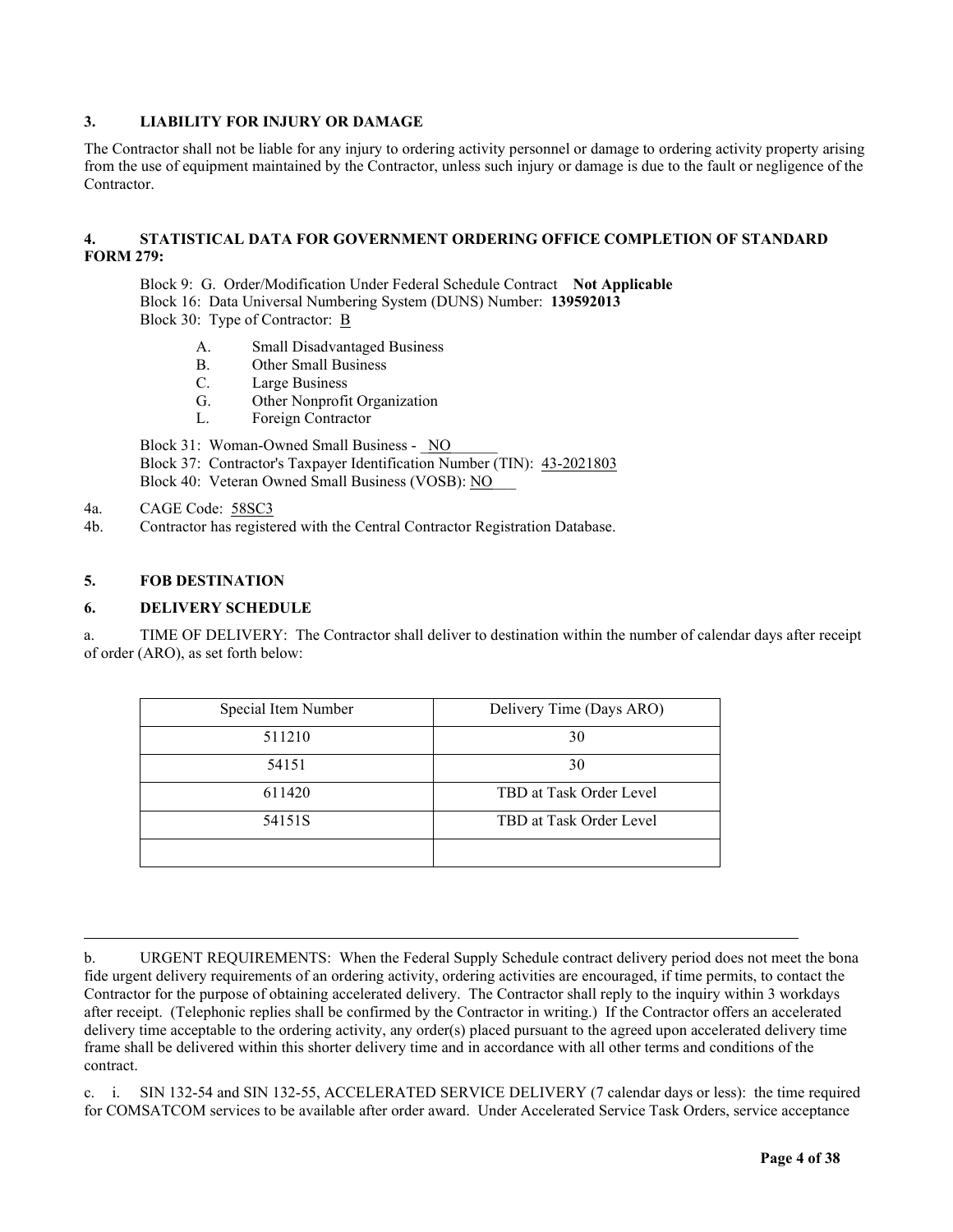## 3. LIABILITY FOR INJURY OR DAMAGE

The Contractor shall not be liable for any injury to ordering activity personnel or damage to ordering activity property arising from the use of equipment maintained by the Contractor, unless such injury or damage is due to the fault or negligence of the Contractor.

## 4. STATISTICAL DATA FOR GOVERNMENT ORDERING OFFICE COMPLETION OF STANDARD FORM 279:

Block 9: G. Order/Modification Under Federal Schedule Contract **Not Applicable**
Block 16: Data Universal Numbering System (DUNS) Number: **139592013**
Block 30: Type of Contractor: B

- A. Small Disadvantaged Business
- B. Other Small Business
- C. Large Business
- G. Other Nonprofit Organization
- L. Foreign Contractor

Block 31: Woman-Owned Small Business - NO
Block 37: Contractor's Taxpayer Identification Number (TIN): 43-2021803
Block 40: Veteran Owned Small Business (VOSB): NO

4a. CAGE Code: 58SC3
4b. Contractor has registered with the Central Contractor Registration Database.

## 5. FOB DESTINATION

## 6. DELIVERY SCHEDULE

a. TIME OF DELIVERY: The Contractor shall deliver to destination within the number of calendar days after receipt of order (ARO), as set forth below:

| Special Item Number | Delivery Time (Days ARO) |
|---|---|
| 511210 | 30 |
| 54151 | 30 |
| 611420 | TBD at Task Order Level |
| 54151S | TBD at Task Order Level |
| | |

b. URGENT REQUIREMENTS: When the Federal Supply Schedule contract delivery period does not meet the bona fide urgent delivery requirements of an ordering activity, ordering activities are encouraged, if time permits, to contact the Contractor for the purpose of obtaining accelerated delivery. The Contractor shall reply to the inquiry within 3 workdays after receipt. (Telephonic replies shall be confirmed by the Contractor in writing.) If the Contractor offers an accelerated delivery time acceptable to the ordering activity, any order(s) placed pursuant to the agreed upon accelerated delivery time frame shall be delivered within this shorter delivery time and in accordance with all other terms and conditions of the contract.

c. i. SIN 132-54 and SIN 132-55, ACCELERATED SERVICE DELIVERY (7 calendar days or less): the time required for COMSATCOM services to be available after order award. Under Accelerated Service Task Orders, service acceptance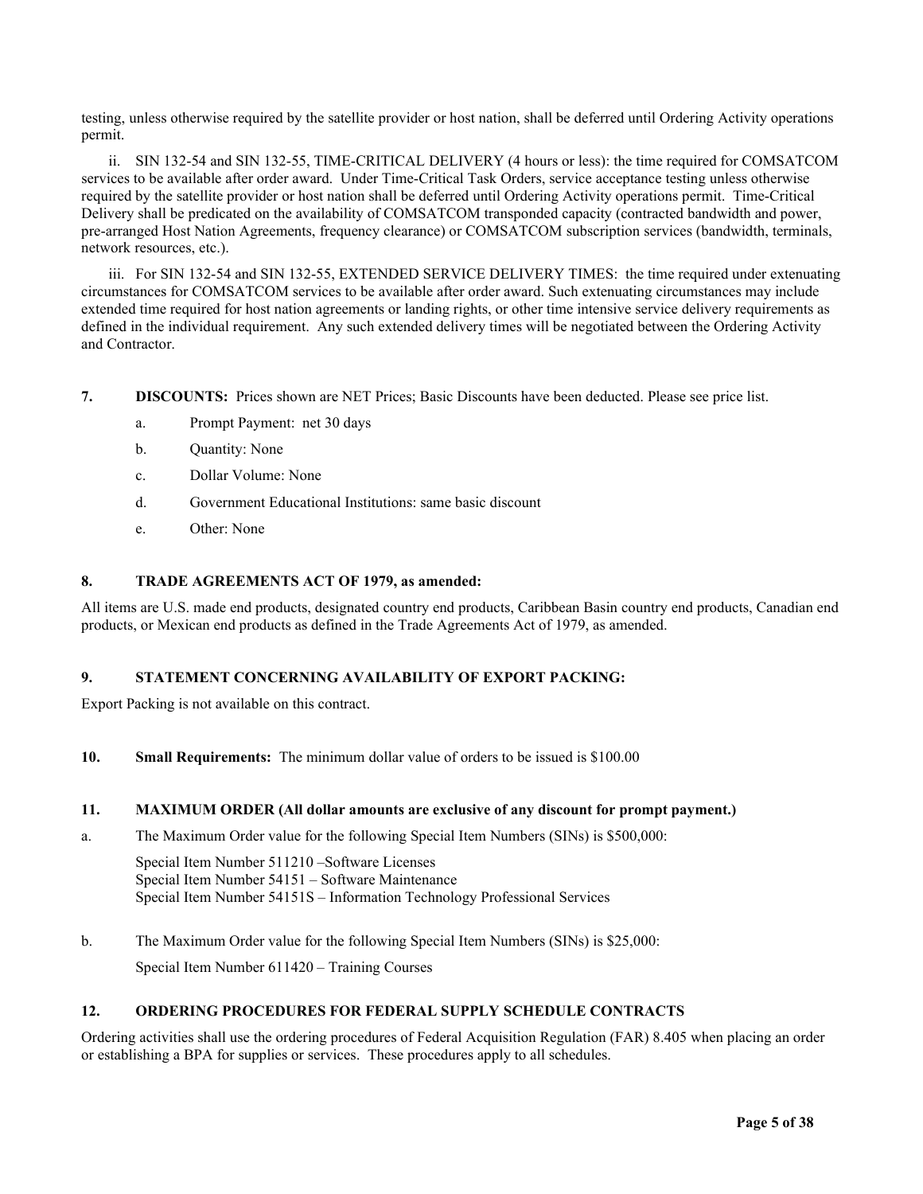testing, unless otherwise required by the satellite provider or host nation, shall be deferred until Ordering Activity operations permit.

ii. SIN 132-54 and SIN 132-55, TIME-CRITICAL DELIVERY (4 hours or less): the time required for COMSATCOM services to be available after order award. Under Time-Critical Task Orders, service acceptance testing unless otherwise required by the satellite provider or host nation shall be deferred until Ordering Activity operations permit. Time-Critical Delivery shall be predicated on the availability of COMSATCOM transponded capacity (contracted bandwidth and power, pre-arranged Host Nation Agreements, frequency clearance) or COMSATCOM subscription services (bandwidth, terminals, network resources, etc.).

iii. For SIN 132-54 and SIN 132-55, EXTENDED SERVICE DELIVERY TIMES: the time required under extenuating circumstances for COMSATCOM services to be available after order award. Such extenuating circumstances may include extended time required for host nation agreements or landing rights, or other time intensive service delivery requirements as defined in the individual requirement. Any such extended delivery times will be negotiated between the Ordering Activity and Contractor.

**7. DISCOUNTS:** Prices shown are NET Prices; Basic Discounts have been deducted. Please see price list.

a. Prompt Payment: net 30 days

b. Quantity: None

c. Dollar Volume: None

d. Government Educational Institutions: same basic discount

e. Other: None

## 8. TRADE AGREEMENTS ACT OF 1979, as amended:

All items are U.S. made end products, designated country end products, Caribbean Basin country end products, Canadian end products, or Mexican end products as defined in the Trade Agreements Act of 1979, as amended.

## 9. STATEMENT CONCERNING AVAILABILITY OF EXPORT PACKING:

Export Packing is not available on this contract.

**10. Small Requirements:** The minimum dollar value of orders to be issued is $100.00

## 11. MAXIMUM ORDER (All dollar amounts are exclusive of any discount for prompt payment.)

a. The Maximum Order value for the following Special Item Numbers (SINs) is $500,000:

Special Item Number 511210 –Software Licenses
Special Item Number 54151 – Software Maintenance
Special Item Number 54151S – Information Technology Professional Services

b. The Maximum Order value for the following Special Item Numbers (SINs) is $25,000:

Special Item Number 611420 – Training Courses

## 12. ORDERING PROCEDURES FOR FEDERAL SUPPLY SCHEDULE CONTRACTS

Ordering activities shall use the ordering procedures of Federal Acquisition Regulation (FAR) 8.405 when placing an order or establishing a BPA for supplies or services. These procedures apply to all schedules.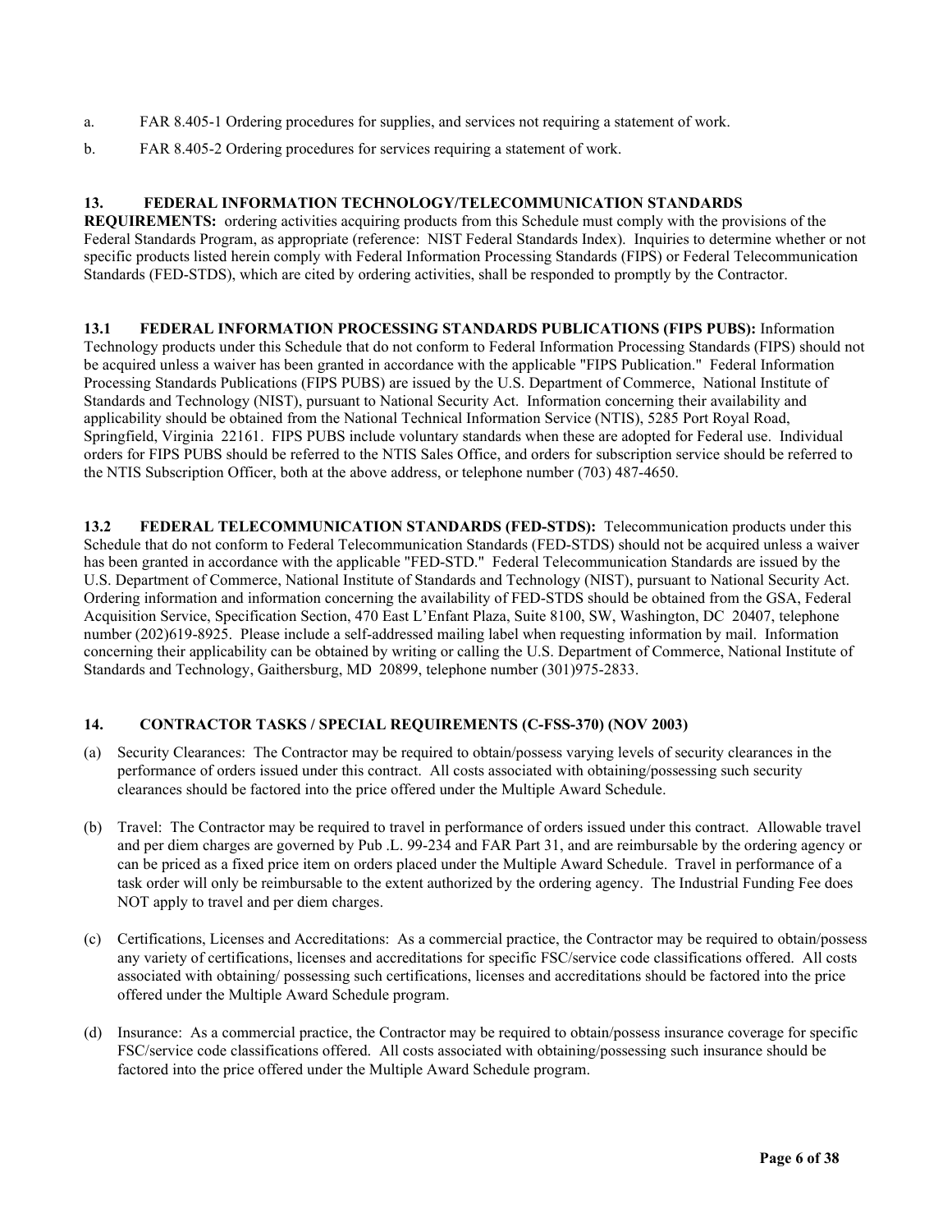a. FAR 8.405-1 Ordering procedures for supplies, and services not requiring a statement of work.

b. FAR 8.405-2 Ordering procedures for services requiring a statement of work.

**13. FEDERAL INFORMATION TECHNOLOGY/TELECOMMUNICATION STANDARDS REQUIREMENTS:** ordering activities acquiring products from this Schedule must comply with the provisions of the Federal Standards Program, as appropriate (reference: NIST Federal Standards Index). Inquiries to determine whether or not specific products listed herein comply with Federal Information Processing Standards (FIPS) or Federal Telecommunication Standards (FED-STDS), which are cited by ordering activities, shall be responded to promptly by the Contractor.

**13.1 FEDERAL INFORMATION PROCESSING STANDARDS PUBLICATIONS (FIPS PUBS):** Information Technology products under this Schedule that do not conform to Federal Information Processing Standards (FIPS) should not be acquired unless a waiver has been granted in accordance with the applicable "FIPS Publication." Federal Information Processing Standards Publications (FIPS PUBS) are issued by the U.S. Department of Commerce, National Institute of Standards and Technology (NIST), pursuant to National Security Act. Information concerning their availability and applicability should be obtained from the National Technical Information Service (NTIS), 5285 Port Royal Road, Springfield, Virginia 22161. FIPS PUBS include voluntary standards when these are adopted for Federal use. Individual orders for FIPS PUBS should be referred to the NTIS Sales Office, and orders for subscription service should be referred to the NTIS Subscription Officer, both at the above address, or telephone number (703) 487-4650.

**13.2 FEDERAL TELECOMMUNICATION STANDARDS (FED-STDS):** Telecommunication products under this Schedule that do not conform to Federal Telecommunication Standards (FED-STDS) should not be acquired unless a waiver has been granted in accordance with the applicable "FED-STD." Federal Telecommunication Standards are issued by the U.S. Department of Commerce, National Institute of Standards and Technology (NIST), pursuant to National Security Act. Ordering information and information concerning the availability of FED-STDS should be obtained from the GSA, Federal Acquisition Service, Specification Section, 470 East L'Enfant Plaza, Suite 8100, SW, Washington, DC 20407, telephone number (202)619-8925. Please include a self-addressed mailing label when requesting information by mail. Information concerning their applicability can be obtained by writing or calling the U.S. Department of Commerce, National Institute of Standards and Technology, Gaithersburg, MD 20899, telephone number (301)975-2833.

**14. CONTRACTOR TASKS / SPECIAL REQUIREMENTS (C-FSS-370) (NOV 2003)**

(a) Security Clearances: The Contractor may be required to obtain/possess varying levels of security clearances in the performance of orders issued under this contract. All costs associated with obtaining/possessing such security clearances should be factored into the price offered under the Multiple Award Schedule.

(b) Travel: The Contractor may be required to travel in performance of orders issued under this contract. Allowable travel and per diem charges are governed by Pub .L. 99-234 and FAR Part 31, and are reimbursable by the ordering agency or can be priced as a fixed price item on orders placed under the Multiple Award Schedule. Travel in performance of a task order will only be reimbursable to the extent authorized by the ordering agency. The Industrial Funding Fee does NOT apply to travel and per diem charges.

(c) Certifications, Licenses and Accreditations: As a commercial practice, the Contractor may be required to obtain/possess any variety of certifications, licenses and accreditations for specific FSC/service code classifications offered. All costs associated with obtaining/ possessing such certifications, licenses and accreditations should be factored into the price offered under the Multiple Award Schedule program.

(d) Insurance: As a commercial practice, the Contractor may be required to obtain/possess insurance coverage for specific FSC/service code classifications offered. All costs associated with obtaining/possessing such insurance should be factored into the price offered under the Multiple Award Schedule program.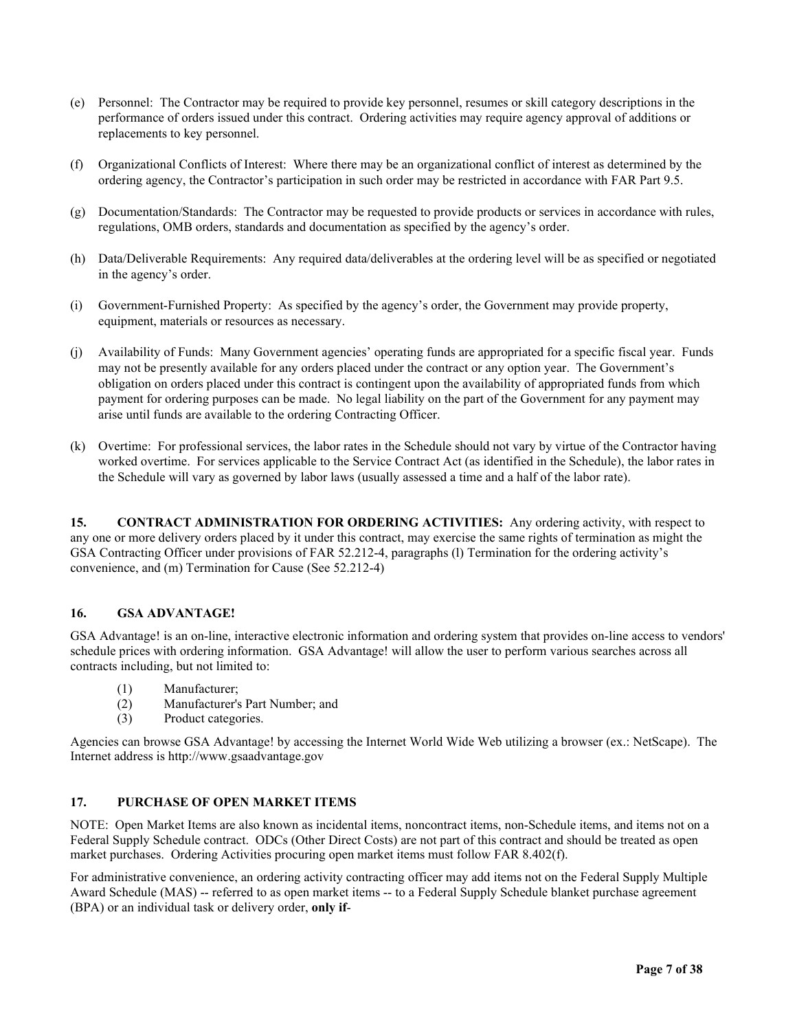(e) Personnel: The Contractor may be required to provide key personnel, resumes or skill category descriptions in the performance of orders issued under this contract. Ordering activities may require agency approval of additions or replacements to key personnel.

(f) Organizational Conflicts of Interest: Where there may be an organizational conflict of interest as determined by the ordering agency, the Contractor's participation in such order may be restricted in accordance with FAR Part 9.5.

(g) Documentation/Standards: The Contractor may be requested to provide products or services in accordance with rules, regulations, OMB orders, standards and documentation as specified by the agency's order.

(h) Data/Deliverable Requirements: Any required data/deliverables at the ordering level will be as specified or negotiated in the agency's order.

(i) Government-Furnished Property: As specified by the agency's order, the Government may provide property, equipment, materials or resources as necessary.

(j) Availability of Funds: Many Government agencies' operating funds are appropriated for a specific fiscal year. Funds may not be presently available for any orders placed under the contract or any option year. The Government's obligation on orders placed under this contract is contingent upon the availability of appropriated funds from which payment for ordering purposes can be made. No legal liability on the part of the Government for any payment may arise until funds are available to the ordering Contracting Officer.

(k) Overtime: For professional services, the labor rates in the Schedule should not vary by virtue of the Contractor having worked overtime. For services applicable to the Service Contract Act (as identified in the Schedule), the labor rates in the Schedule will vary as governed by labor laws (usually assessed a time and a half of the labor rate).

**15. CONTRACT ADMINISTRATION FOR ORDERING ACTIVITIES:** Any ordering activity, with respect to any one or more delivery orders placed by it under this contract, may exercise the same rights of termination as might the GSA Contracting Officer under provisions of FAR 52.212-4, paragraphs (l) Termination for the ordering activity's convenience, and (m) Termination for Cause (See 52.212-4)

## 16. GSA ADVANTAGE!

GSA Advantage! is an on-line, interactive electronic information and ordering system that provides on-line access to vendors' schedule prices with ordering information. GSA Advantage! will allow the user to perform various searches across all contracts including, but not limited to:

(1) Manufacturer;
(2) Manufacturer's Part Number; and
(3) Product categories.

Agencies can browse GSA Advantage! by accessing the Internet World Wide Web utilizing a browser (ex.: NetScape). The Internet address is http://www.gsaadvantage.gov

## 17. PURCHASE OF OPEN MARKET ITEMS

NOTE: Open Market Items are also known as incidental items, noncontract items, non-Schedule items, and items not on a Federal Supply Schedule contract. ODCs (Other Direct Costs) are not part of this contract and should be treated as open market purchases. Ordering Activities procuring open market items must follow FAR 8.402(f).

For administrative convenience, an ordering activity contracting officer may add items not on the Federal Supply Multiple Award Schedule (MAS) -- referred to as open market items -- to a Federal Supply Schedule blanket purchase agreement (BPA) or an individual task or delivery order, **only if**-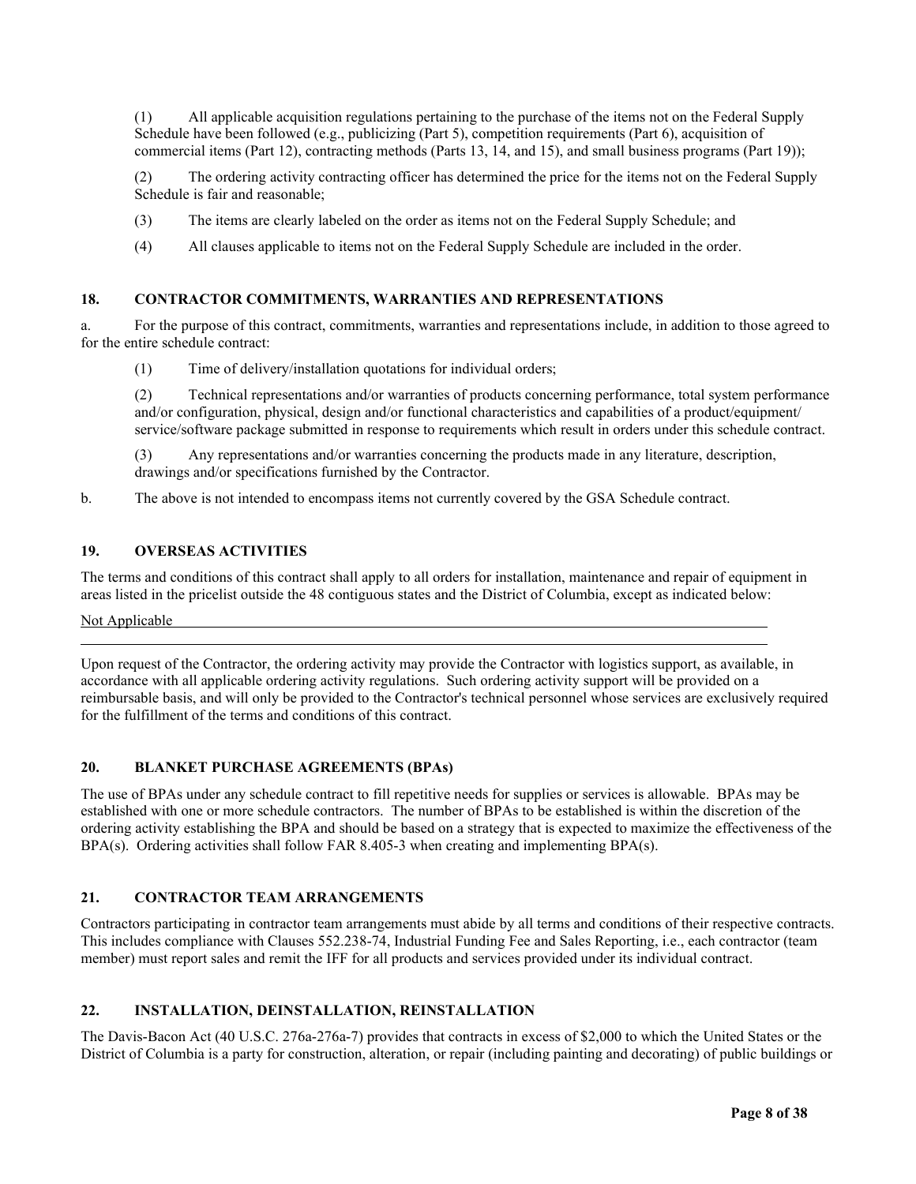(1) All applicable acquisition regulations pertaining to the purchase of the items not on the Federal Supply Schedule have been followed (e.g., publicizing (Part 5), competition requirements (Part 6), acquisition of commercial items (Part 12), contracting methods (Parts 13, 14, and 15), and small business programs (Part 19));

(2) The ordering activity contracting officer has determined the price for the items not on the Federal Supply Schedule is fair and reasonable;

(3) The items are clearly labeled on the order as items not on the Federal Supply Schedule; and

(4) All clauses applicable to items not on the Federal Supply Schedule are included in the order.

## 18. CONTRACTOR COMMITMENTS, WARRANTIES AND REPRESENTATIONS

a. For the purpose of this contract, commitments, warranties and representations include, in addition to those agreed to for the entire schedule contract:

(1) Time of delivery/installation quotations for individual orders;

(2) Technical representations and/or warranties of products concerning performance, total system performance and/or configuration, physical, design and/or functional characteristics and capabilities of a product/equipment/ service/software package submitted in response to requirements which result in orders under this schedule contract.

(3) Any representations and/or warranties concerning the products made in any literature, description, drawings and/or specifications furnished by the Contractor.

b. The above is not intended to encompass items not currently covered by the GSA Schedule contract.

## 19. OVERSEAS ACTIVITIES

The terms and conditions of this contract shall apply to all orders for installation, maintenance and repair of equipment in areas listed in the pricelist outside the 48 contiguous states and the District of Columbia, except as indicated below:

Not Applicable

Upon request of the Contractor, the ordering activity may provide the Contractor with logistics support, as available, in accordance with all applicable ordering activity regulations. Such ordering activity support will be provided on a reimbursable basis, and will only be provided to the Contractor's technical personnel whose services are exclusively required for the fulfillment of the terms and conditions of this contract.

## 20. BLANKET PURCHASE AGREEMENTS (BPAs)

The use of BPAs under any schedule contract to fill repetitive needs for supplies or services is allowable. BPAs may be established with one or more schedule contractors. The number of BPAs to be established is within the discretion of the ordering activity establishing the BPA and should be based on a strategy that is expected to maximize the effectiveness of the BPA(s). Ordering activities shall follow FAR 8.405-3 when creating and implementing BPA(s).

## 21. CONTRACTOR TEAM ARRANGEMENTS

Contractors participating in contractor team arrangements must abide by all terms and conditions of their respective contracts. This includes compliance with Clauses 552.238-74, Industrial Funding Fee and Sales Reporting, i.e., each contractor (team member) must report sales and remit the IFF for all products and services provided under its individual contract.

## 22. INSTALLATION, DEINSTALLATION, REINSTALLATION

The Davis-Bacon Act (40 U.S.C. 276a-276a-7) provides that contracts in excess of $2,000 to which the United States or the District of Columbia is a party for construction, alteration, or repair (including painting and decorating) of public buildings or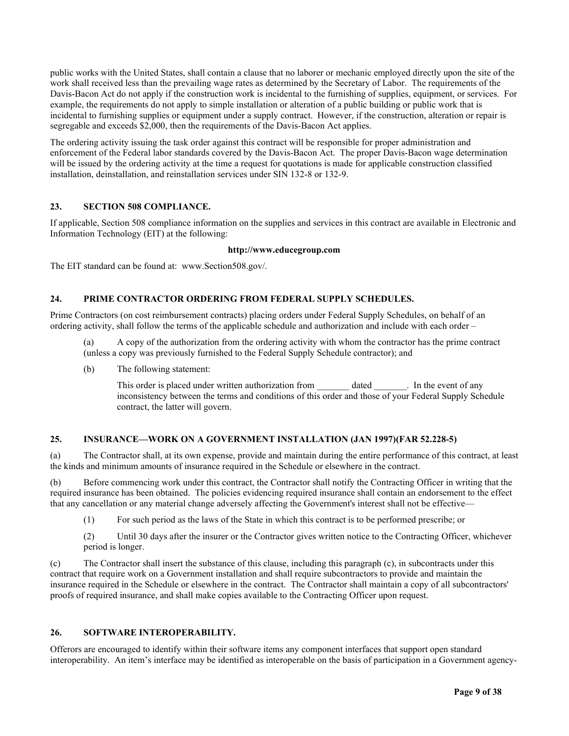public works with the United States, shall contain a clause that no laborer or mechanic employed directly upon the site of the work shall received less than the prevailing wage rates as determined by the Secretary of Labor. The requirements of the Davis-Bacon Act do not apply if the construction work is incidental to the furnishing of supplies, equipment, or services. For example, the requirements do not apply to simple installation or alteration of a public building or public work that is incidental to furnishing supplies or equipment under a supply contract. However, if the construction, alteration or repair is segregable and exceeds $2,000, then the requirements of the Davis-Bacon Act applies.

The ordering activity issuing the task order against this contract will be responsible for proper administration and enforcement of the Federal labor standards covered by the Davis-Bacon Act. The proper Davis-Bacon wage determination will be issued by the ordering activity at the time a request for quotations is made for applicable construction classified installation, deinstallation, and reinstallation services under SIN 132-8 or 132-9.

## 23. SECTION 508 COMPLIANCE.

If applicable, Section 508 compliance information on the supplies and services in this contract are available in Electronic and Information Technology (EIT) at the following:

**http://www.educegroup.com**

The EIT standard can be found at: www.Section508.gov/.

## 24. PRIME CONTRACTOR ORDERING FROM FEDERAL SUPPLY SCHEDULES.

Prime Contractors (on cost reimbursement contracts) placing orders under Federal Supply Schedules, on behalf of an ordering activity, shall follow the terms of the applicable schedule and authorization and include with each order –

(a) A copy of the authorization from the ordering activity with whom the contractor has the prime contract (unless a copy was previously furnished to the Federal Supply Schedule contractor); and

(b) The following statement:

> This order is placed under written authorization from _______ dated _______. In the event of any inconsistency between the terms and conditions of this order and those of your Federal Supply Schedule contract, the latter will govern.

## 25. INSURANCE—WORK ON A GOVERNMENT INSTALLATION (JAN 1997)(FAR 52.228-5)

(a) The Contractor shall, at its own expense, provide and maintain during the entire performance of this contract, at least the kinds and minimum amounts of insurance required in the Schedule or elsewhere in the contract.

(b) Before commencing work under this contract, the Contractor shall notify the Contracting Officer in writing that the required insurance has been obtained. The policies evidencing required insurance shall contain an endorsement to the effect that any cancellation or any material change adversely affecting the Government's interest shall not be effective—

(1) For such period as the laws of the State in which this contract is to be performed prescribe; or

(2) Until 30 days after the insurer or the Contractor gives written notice to the Contracting Officer, whichever period is longer.

(c) The Contractor shall insert the substance of this clause, including this paragraph (c), in subcontracts under this contract that require work on a Government installation and shall require subcontractors to provide and maintain the insurance required in the Schedule or elsewhere in the contract. The Contractor shall maintain a copy of all subcontractors' proofs of required insurance, and shall make copies available to the Contracting Officer upon request.

## 26. SOFTWARE INTEROPERABILITY.

Offerors are encouraged to identify within their software items any component interfaces that support open standard interoperability. An item's interface may be identified as interoperable on the basis of participation in a Government agency-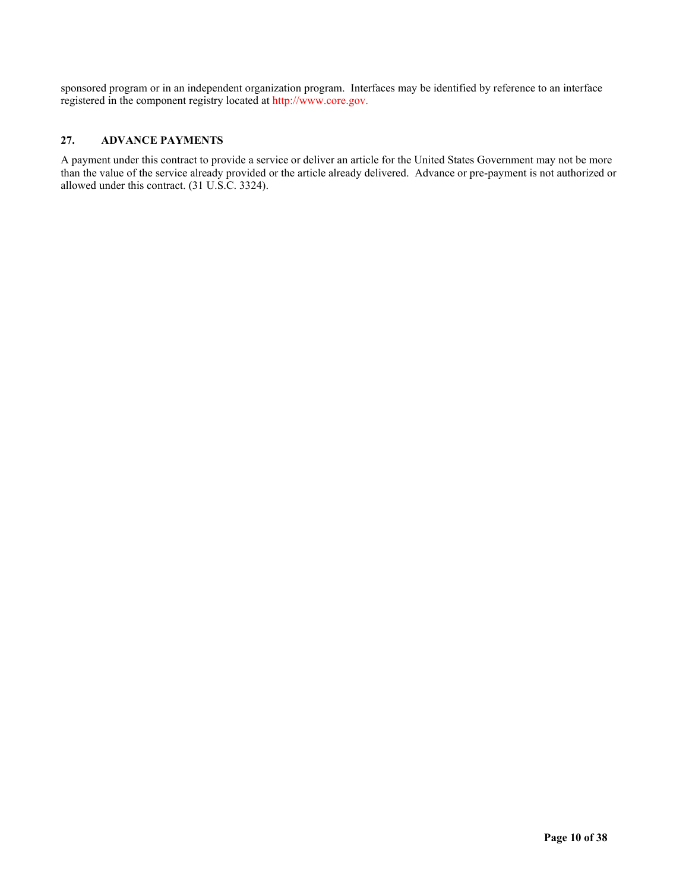sponsored program or in an independent organization program. Interfaces may be identified by reference to an interface registered in the component registry located at http://www.core.gov.

## 27. ADVANCE PAYMENTS

A payment under this contract to provide a service or deliver an article for the United States Government may not be more than the value of the service already provided or the article already delivered. Advance or pre-payment is not authorized or allowed under this contract. (31 U.S.C. 3324).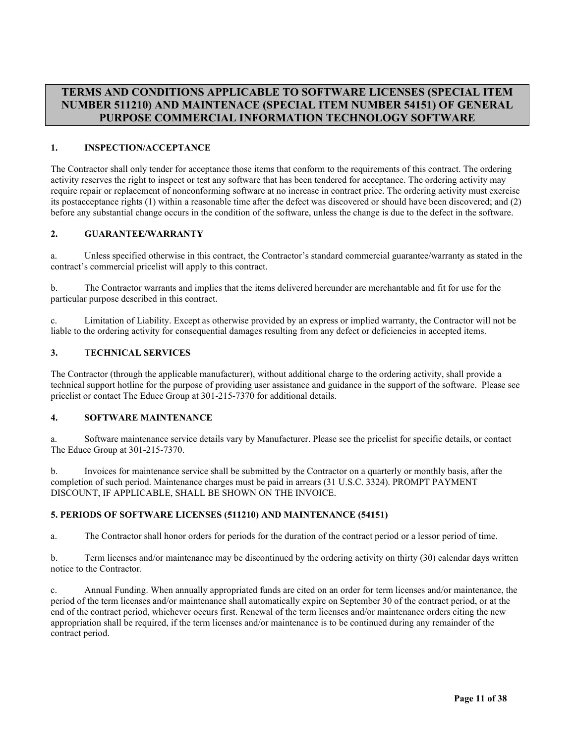# TERMS AND CONDITIONS APPLICABLE TO SOFTWARE LICENSES (SPECIAL ITEM NUMBER 511210) AND MAINTENACE (SPECIAL ITEM NUMBER 54151) OF GENERAL PURPOSE COMMERCIAL INFORMATION TECHNOLOGY SOFTWARE

## 1. INSPECTION/ACCEPTANCE

The Contractor shall only tender for acceptance those items that conform to the requirements of this contract. The ordering activity reserves the right to inspect or test any software that has been tendered for acceptance. The ordering activity may require repair or replacement of nonconforming software at no increase in contract price. The ordering activity must exercise its postacceptance rights (1) within a reasonable time after the defect was discovered or should have been discovered; and (2) before any substantial change occurs in the condition of the software, unless the change is due to the defect in the software.

## 2. GUARANTEE/WARRANTY

a. Unless specified otherwise in this contract, the Contractor's standard commercial guarantee/warranty as stated in the contract's commercial pricelist will apply to this contract.

b. The Contractor warrants and implies that the items delivered hereunder are merchantable and fit for use for the particular purpose described in this contract.

c. Limitation of Liability. Except as otherwise provided by an express or implied warranty, the Contractor will not be liable to the ordering activity for consequential damages resulting from any defect or deficiencies in accepted items.

## 3. TECHNICAL SERVICES

The Contractor (through the applicable manufacturer), without additional charge to the ordering activity, shall provide a technical support hotline for the purpose of providing user assistance and guidance in the support of the software. Please see pricelist or contact The Educe Group at 301-215-7370 for additional details.

## 4. SOFTWARE MAINTENANCE

a. Software maintenance service details vary by Manufacturer. Please see the pricelist for specific details, or contact The Educe Group at 301-215-7370.

b. Invoices for maintenance service shall be submitted by the Contractor on a quarterly or monthly basis, after the completion of such period. Maintenance charges must be paid in arrears (31 U.S.C. 3324). PROMPT PAYMENT DISCOUNT, IF APPLICABLE, SHALL BE SHOWN ON THE INVOICE.

## 5. PERIODS OF SOFTWARE LICENSES (511210) AND MAINTENANCE (54151)

a. The Contractor shall honor orders for periods for the duration of the contract period or a lessor period of time.

b. Term licenses and/or maintenance may be discontinued by the ordering activity on thirty (30) calendar days written notice to the Contractor.

c. Annual Funding. When annually appropriated funds are cited on an order for term licenses and/or maintenance, the period of the term licenses and/or maintenance shall automatically expire on September 30 of the contract period, or at the end of the contract period, whichever occurs first. Renewal of the term licenses and/or maintenance orders citing the new appropriation shall be required, if the term licenses and/or maintenance is to be continued during any remainder of the contract period.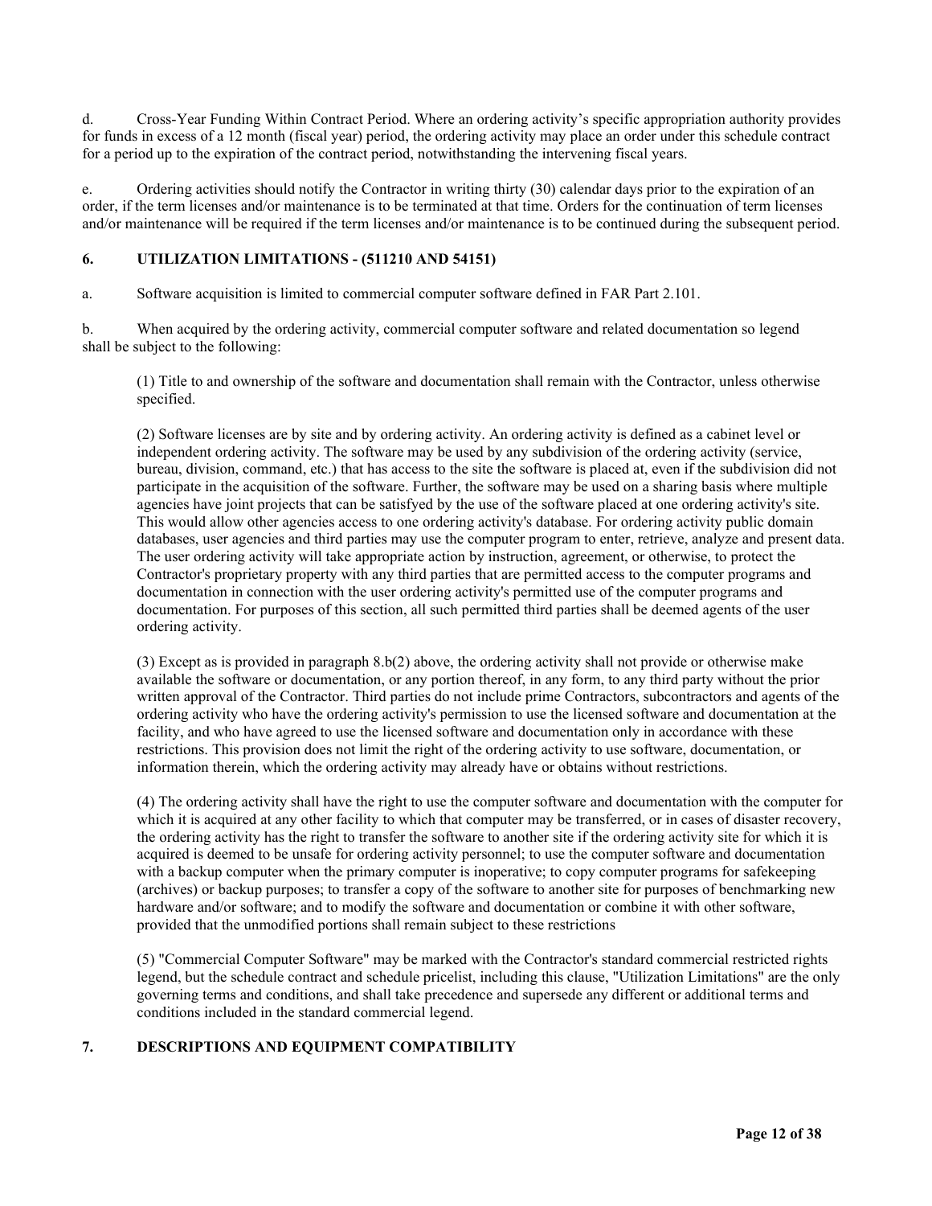d. Cross-Year Funding Within Contract Period. Where an ordering activity's specific appropriation authority provides for funds in excess of a 12 month (fiscal year) period, the ordering activity may place an order under this schedule contract for a period up to the expiration of the contract period, notwithstanding the intervening fiscal years.

e. Ordering activities should notify the Contractor in writing thirty (30) calendar days prior to the expiration of an order, if the term licenses and/or maintenance is to be terminated at that time. Orders for the continuation of term licenses and/or maintenance will be required if the term licenses and/or maintenance is to be continued during the subsequent period.

## 6. UTILIZATION LIMITATIONS - (511210 AND 54151)

a. Software acquisition is limited to commercial computer software defined in FAR Part 2.101.

b. When acquired by the ordering activity, commercial computer software and related documentation so legend shall be subject to the following:

(1) Title to and ownership of the software and documentation shall remain with the Contractor, unless otherwise specified.

(2) Software licenses are by site and by ordering activity. An ordering activity is defined as a cabinet level or independent ordering activity. The software may be used by any subdivision of the ordering activity (service, bureau, division, command, etc.) that has access to the site the software is placed at, even if the subdivision did not participate in the acquisition of the software. Further, the software may be used on a sharing basis where multiple agencies have joint projects that can be satisfyed by the use of the software placed at one ordering activity's site. This would allow other agencies access to one ordering activity's database. For ordering activity public domain databases, user agencies and third parties may use the computer program to enter, retrieve, analyze and present data. The user ordering activity will take appropriate action by instruction, agreement, or otherwise, to protect the Contractor's proprietary property with any third parties that are permitted access to the computer programs and documentation in connection with the user ordering activity's permitted use of the computer programs and documentation. For purposes of this section, all such permitted third parties shall be deemed agents of the user ordering activity.

(3) Except as is provided in paragraph 8.b(2) above, the ordering activity shall not provide or otherwise make available the software or documentation, or any portion thereof, in any form, to any third party without the prior written approval of the Contractor. Third parties do not include prime Contractors, subcontractors and agents of the ordering activity who have the ordering activity's permission to use the licensed software and documentation at the facility, and who have agreed to use the licensed software and documentation only in accordance with these restrictions. This provision does not limit the right of the ordering activity to use software, documentation, or information therein, which the ordering activity may already have or obtains without restrictions.

(4) The ordering activity shall have the right to use the computer software and documentation with the computer for which it is acquired at any other facility to which that computer may be transferred, or in cases of disaster recovery, the ordering activity has the right to transfer the software to another site if the ordering activity site for which it is acquired is deemed to be unsafe for ordering activity personnel; to use the computer software and documentation with a backup computer when the primary computer is inoperative; to copy computer programs for safekeeping (archives) or backup purposes; to transfer a copy of the software to another site for purposes of benchmarking new hardware and/or software; and to modify the software and documentation or combine it with other software, provided that the unmodified portions shall remain subject to these restrictions

(5) "Commercial Computer Software" may be marked with the Contractor's standard commercial restricted rights legend, but the schedule contract and schedule pricelist, including this clause, "Utilization Limitations" are the only governing terms and conditions, and shall take precedence and supersede any different or additional terms and conditions included in the standard commercial legend.

## 7. DESCRIPTIONS AND EQUIPMENT COMPATIBILITY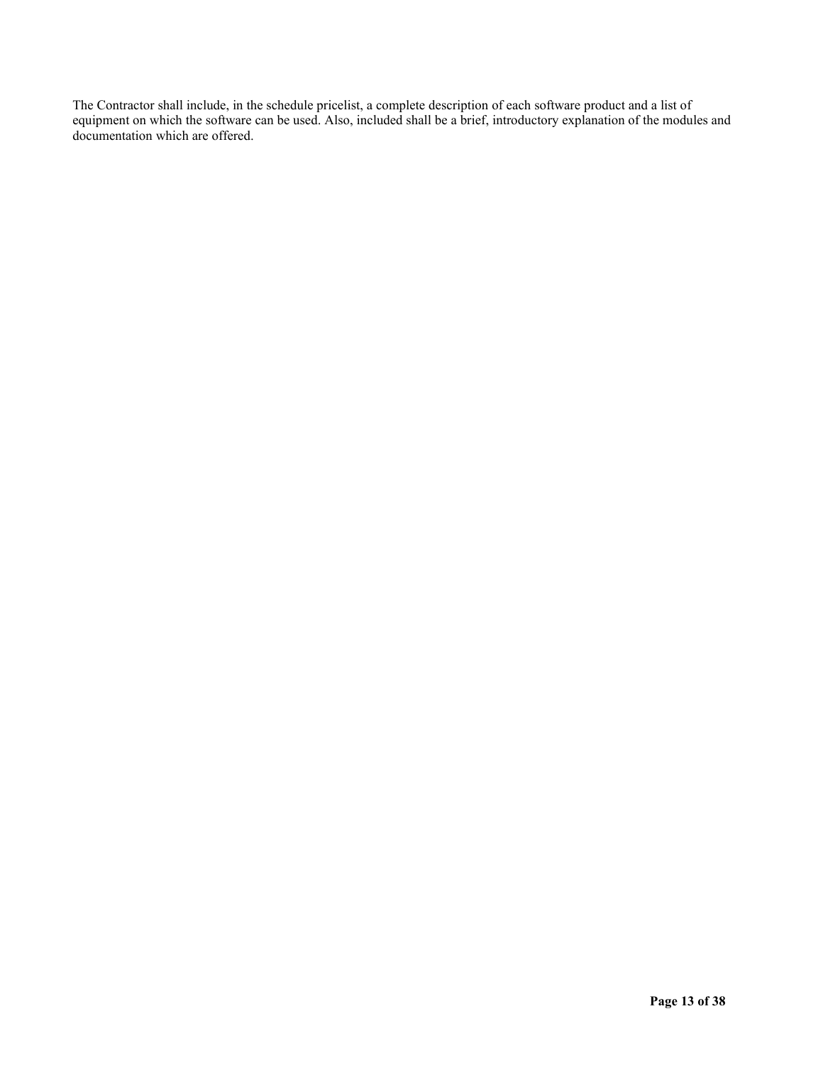The Contractor shall include, in the schedule pricelist, a complete description of each software product and a list of equipment on which the software can be used. Also, included shall be a brief, introductory explanation of the modules and documentation which are offered.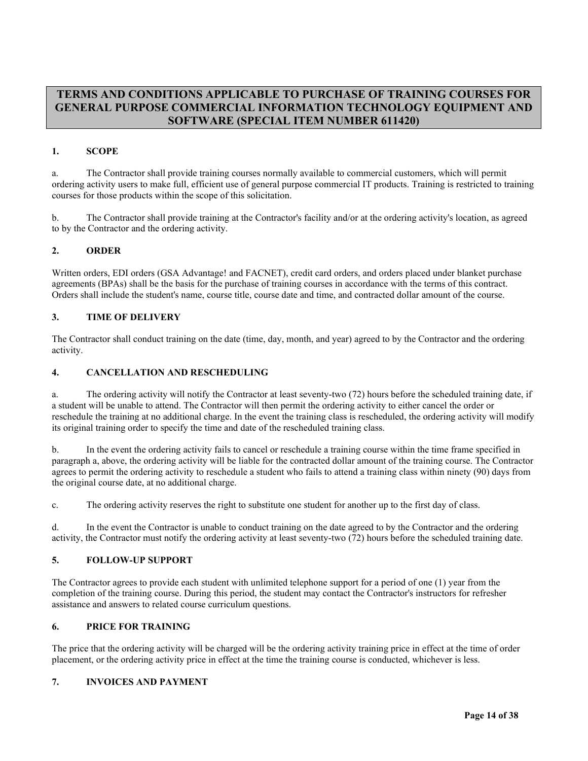## TERMS AND CONDITIONS APPLICABLE TO PURCHASE OF TRAINING COURSES FOR GENERAL PURPOSE COMMERCIAL INFORMATION TECHNOLOGY EQUIPMENT AND SOFTWARE (SPECIAL ITEM NUMBER 611420)

### 1. SCOPE

a. The Contractor shall provide training courses normally available to commercial customers, which will permit ordering activity users to make full, efficient use of general purpose commercial IT products. Training is restricted to training courses for those products within the scope of this solicitation.

b. The Contractor shall provide training at the Contractor's facility and/or at the ordering activity's location, as agreed to by the Contractor and the ordering activity.

### 2. ORDER

Written orders, EDI orders (GSA Advantage! and FACNET), credit card orders, and orders placed under blanket purchase agreements (BPAs) shall be the basis for the purchase of training courses in accordance with the terms of this contract. Orders shall include the student's name, course title, course date and time, and contracted dollar amount of the course.

### 3. TIME OF DELIVERY

The Contractor shall conduct training on the date (time, day, month, and year) agreed to by the Contractor and the ordering activity.

### 4. CANCELLATION AND RESCHEDULING

a. The ordering activity will notify the Contractor at least seventy-two (72) hours before the scheduled training date, if a student will be unable to attend. The Contractor will then permit the ordering activity to either cancel the order or reschedule the training at no additional charge. In the event the training class is rescheduled, the ordering activity will modify its original training order to specify the time and date of the rescheduled training class.

b. In the event the ordering activity fails to cancel or reschedule a training course within the time frame specified in paragraph a, above, the ordering activity will be liable for the contracted dollar amount of the training course. The Contractor agrees to permit the ordering activity to reschedule a student who fails to attend a training class within ninety (90) days from the original course date, at no additional charge.

c. The ordering activity reserves the right to substitute one student for another up to the first day of class.

d. In the event the Contractor is unable to conduct training on the date agreed to by the Contractor and the ordering activity, the Contractor must notify the ordering activity at least seventy-two (72) hours before the scheduled training date.

### 5. FOLLOW-UP SUPPORT

The Contractor agrees to provide each student with unlimited telephone support for a period of one (1) year from the completion of the training course. During this period, the student may contact the Contractor's instructors for refresher assistance and answers to related course curriculum questions.

### 6. PRICE FOR TRAINING

The price that the ordering activity will be charged will be the ordering activity training price in effect at the time of order placement, or the ordering activity price in effect at the time the training course is conducted, whichever is less.

### 7. INVOICES AND PAYMENT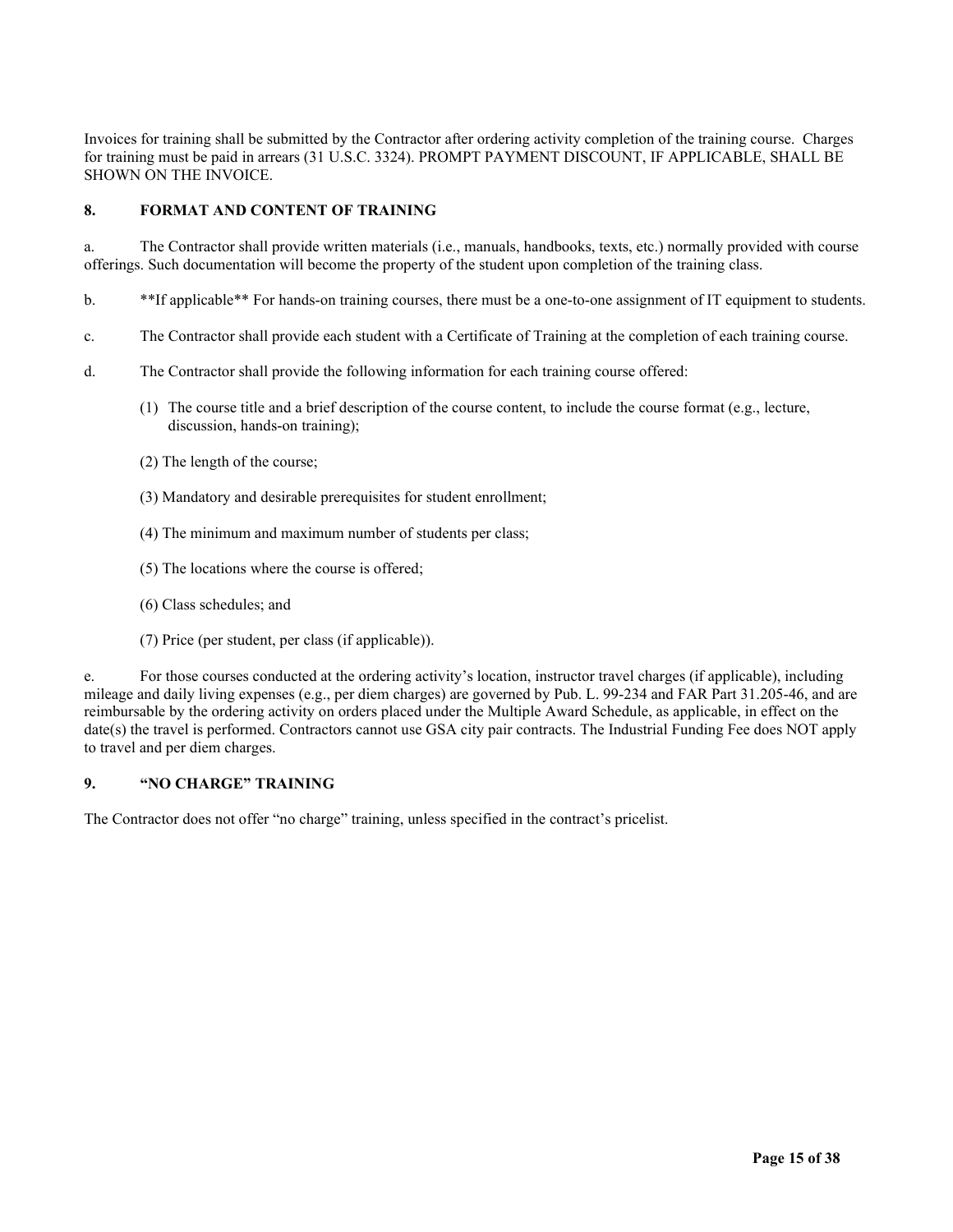Invoices for training shall be submitted by the Contractor after ordering activity completion of the training course. Charges for training must be paid in arrears (31 U.S.C. 3324). PROMPT PAYMENT DISCOUNT, IF APPLICABLE, SHALL BE SHOWN ON THE INVOICE.

## 8. FORMAT AND CONTENT OF TRAINING

a. The Contractor shall provide written materials (i.e., manuals, handbooks, texts, etc.) normally provided with course offerings. Such documentation will become the property of the student upon completion of the training class.

b. **If applicable** For hands-on training courses, there must be a one-to-one assignment of IT equipment to students.

c. The Contractor shall provide each student with a Certificate of Training at the completion of each training course.

d. The Contractor shall provide the following information for each training course offered:

(1) The course title and a brief description of the course content, to include the course format (e.g., lecture, discussion, hands-on training);

(2) The length of the course;

(3) Mandatory and desirable prerequisites for student enrollment;

(4) The minimum and maximum number of students per class;

(5) The locations where the course is offered;

(6) Class schedules; and

(7) Price (per student, per class (if applicable)).

e. For those courses conducted at the ordering activity's location, instructor travel charges (if applicable), including mileage and daily living expenses (e.g., per diem charges) are governed by Pub. L. 99-234 and FAR Part 31.205-46, and are reimbursable by the ordering activity on orders placed under the Multiple Award Schedule, as applicable, in effect on the date(s) the travel is performed. Contractors cannot use GSA city pair contracts. The Industrial Funding Fee does NOT apply to travel and per diem charges.

## 9. "NO CHARGE" TRAINING

The Contractor does not offer "no charge" training, unless specified in the contract's pricelist.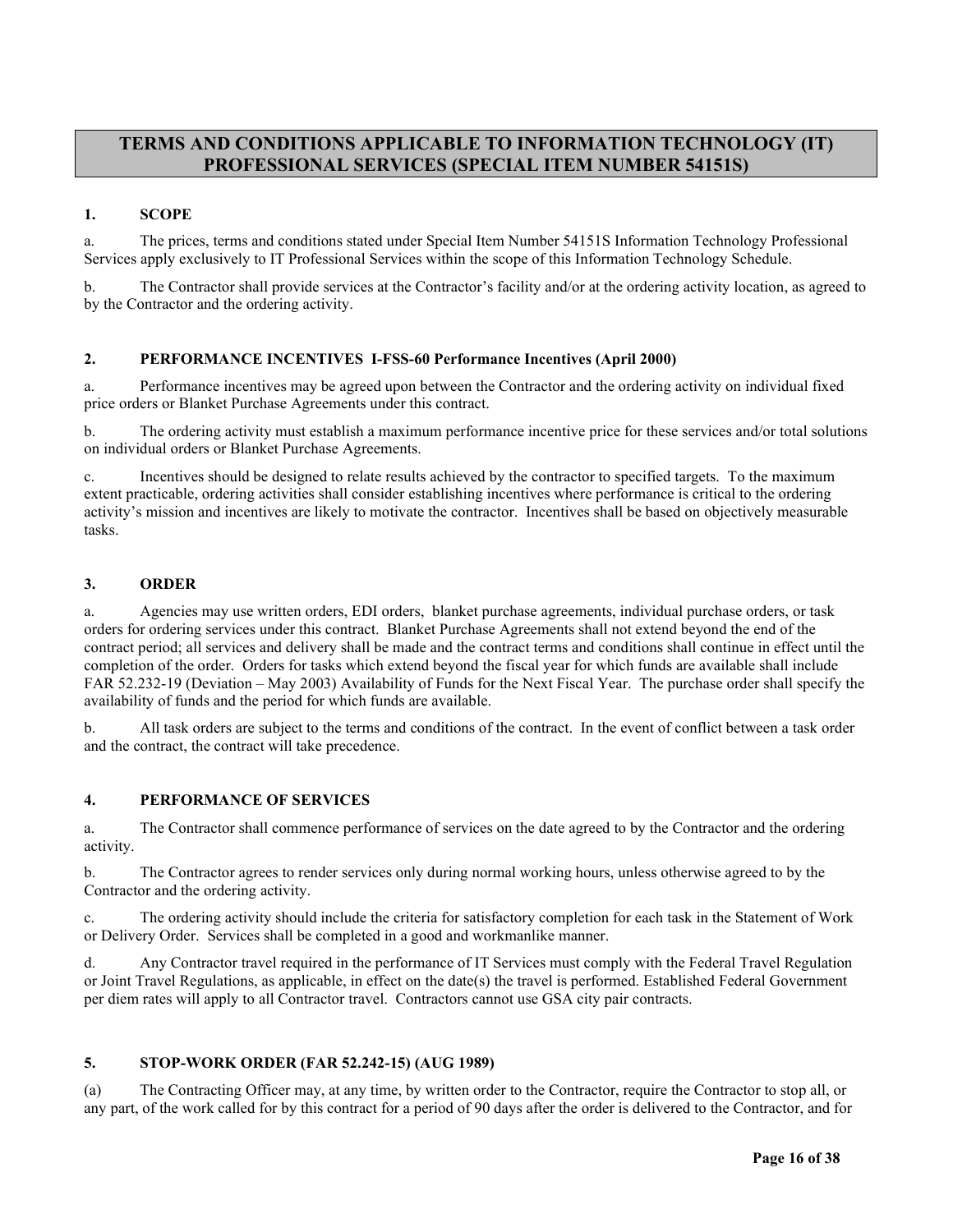## TERMS AND CONDITIONS APPLICABLE TO INFORMATION TECHNOLOGY (IT) PROFESSIONAL SERVICES (SPECIAL ITEM NUMBER 54151S)

### 1. SCOPE

a. The prices, terms and conditions stated under Special Item Number 54151S Information Technology Professional Services apply exclusively to IT Professional Services within the scope of this Information Technology Schedule.

b. The Contractor shall provide services at the Contractor's facility and/or at the ordering activity location, as agreed to by the Contractor and the ordering activity.

### 2. PERFORMANCE INCENTIVES I-FSS-60 Performance Incentives (April 2000)

a. Performance incentives may be agreed upon between the Contractor and the ordering activity on individual fixed price orders or Blanket Purchase Agreements under this contract.

b. The ordering activity must establish a maximum performance incentive price for these services and/or total solutions on individual orders or Blanket Purchase Agreements.

c. Incentives should be designed to relate results achieved by the contractor to specified targets. To the maximum extent practicable, ordering activities shall consider establishing incentives where performance is critical to the ordering activity's mission and incentives are likely to motivate the contractor. Incentives shall be based on objectively measurable tasks.

### 3. ORDER

a. Agencies may use written orders, EDI orders, blanket purchase agreements, individual purchase orders, or task orders for ordering services under this contract. Blanket Purchase Agreements shall not extend beyond the end of the contract period; all services and delivery shall be made and the contract terms and conditions shall continue in effect until the completion of the order. Orders for tasks which extend beyond the fiscal year for which funds are available shall include FAR 52.232-19 (Deviation – May 2003) Availability of Funds for the Next Fiscal Year. The purchase order shall specify the availability of funds and the period for which funds are available.

b. All task orders are subject to the terms and conditions of the contract. In the event of conflict between a task order and the contract, the contract will take precedence.

### 4. PERFORMANCE OF SERVICES

a. The Contractor shall commence performance of services on the date agreed to by the Contractor and the ordering activity.

b. The Contractor agrees to render services only during normal working hours, unless otherwise agreed to by the Contractor and the ordering activity.

c. The ordering activity should include the criteria for satisfactory completion for each task in the Statement of Work or Delivery Order. Services shall be completed in a good and workmanlike manner.

d. Any Contractor travel required in the performance of IT Services must comply with the Federal Travel Regulation or Joint Travel Regulations, as applicable, in effect on the date(s) the travel is performed. Established Federal Government per diem rates will apply to all Contractor travel. Contractors cannot use GSA city pair contracts.

### 5. STOP-WORK ORDER (FAR 52.242-15) (AUG 1989)

(a) The Contracting Officer may, at any time, by written order to the Contractor, require the Contractor to stop all, or any part, of the work called for by this contract for a period of 90 days after the order is delivered to the Contractor, and for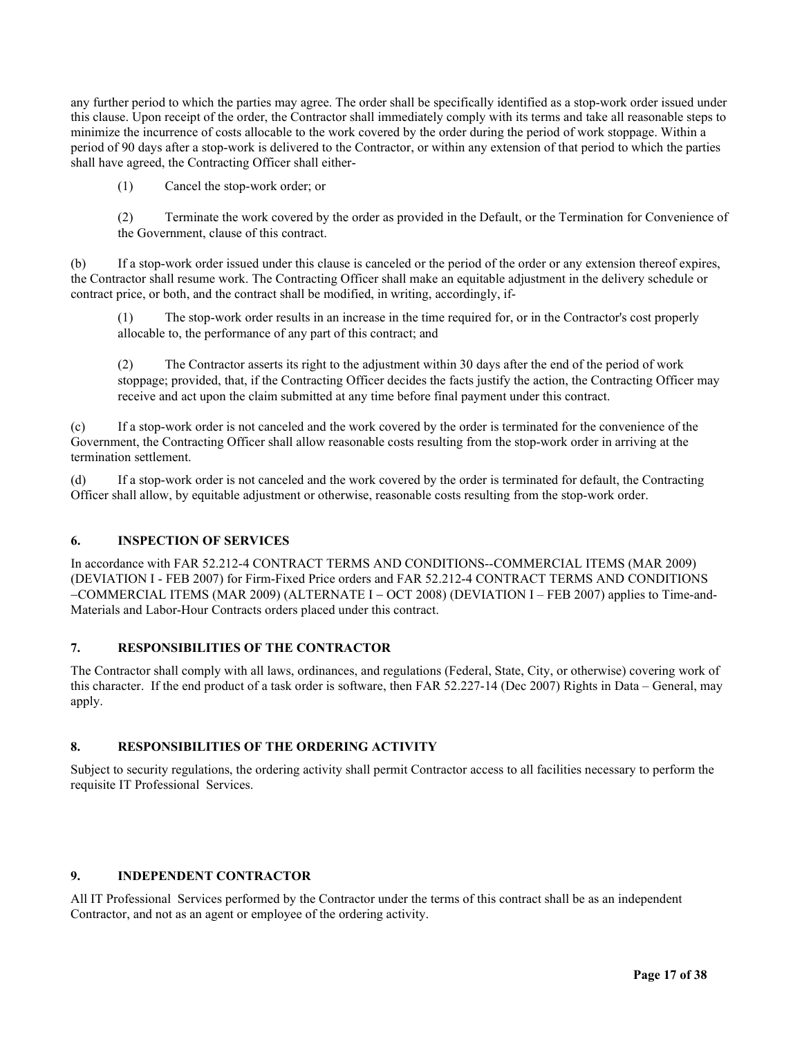any further period to which the parties may agree. The order shall be specifically identified as a stop-work order issued under this clause. Upon receipt of the order, the Contractor shall immediately comply with its terms and take all reasonable steps to minimize the incurrence of costs allocable to the work covered by the order during the period of work stoppage. Within a period of 90 days after a stop-work is delivered to the Contractor, or within any extension of that period to which the parties shall have agreed, the Contracting Officer shall either-

(1) Cancel the stop-work order; or

(2) Terminate the work covered by the order as provided in the Default, or the Termination for Convenience of the Government, clause of this contract.

(b) If a stop-work order issued under this clause is canceled or the period of the order or any extension thereof expires, the Contractor shall resume work. The Contracting Officer shall make an equitable adjustment in the delivery schedule or contract price, or both, and the contract shall be modified, in writing, accordingly, if-

(1) The stop-work order results in an increase in the time required for, or in the Contractor's cost properly allocable to, the performance of any part of this contract; and

(2) The Contractor asserts its right to the adjustment within 30 days after the end of the period of work stoppage; provided, that, if the Contracting Officer decides the facts justify the action, the Contracting Officer may receive and act upon the claim submitted at any time before final payment under this contract.

(c) If a stop-work order is not canceled and the work covered by the order is terminated for the convenience of the Government, the Contracting Officer shall allow reasonable costs resulting from the stop-work order in arriving at the termination settlement.

(d) If a stop-work order is not canceled and the work covered by the order is terminated for default, the Contracting Officer shall allow, by equitable adjustment or otherwise, reasonable costs resulting from the stop-work order.

## 6. INSPECTION OF SERVICES

In accordance with FAR 52.212-4 CONTRACT TERMS AND CONDITIONS--COMMERCIAL ITEMS (MAR 2009) (DEVIATION I - FEB 2007) for Firm-Fixed Price orders and FAR 52.212-4 CONTRACT TERMS AND CONDITIONS –COMMERCIAL ITEMS (MAR 2009) (ALTERNATE I – OCT 2008) (DEVIATION I – FEB 2007) applies to Time-and-Materials and Labor-Hour Contracts orders placed under this contract.

## 7. RESPONSIBILITIES OF THE CONTRACTOR

The Contractor shall comply with all laws, ordinances, and regulations (Federal, State, City, or otherwise) covering work of this character. If the end product of a task order is software, then FAR 52.227-14 (Dec 2007) Rights in Data – General, may apply.

## 8. RESPONSIBILITIES OF THE ORDERING ACTIVITY

Subject to security regulations, the ordering activity shall permit Contractor access to all facilities necessary to perform the requisite IT Professional Services.

## 9. INDEPENDENT CONTRACTOR

All IT Professional Services performed by the Contractor under the terms of this contract shall be as an independent Contractor, and not as an agent or employee of the ordering activity.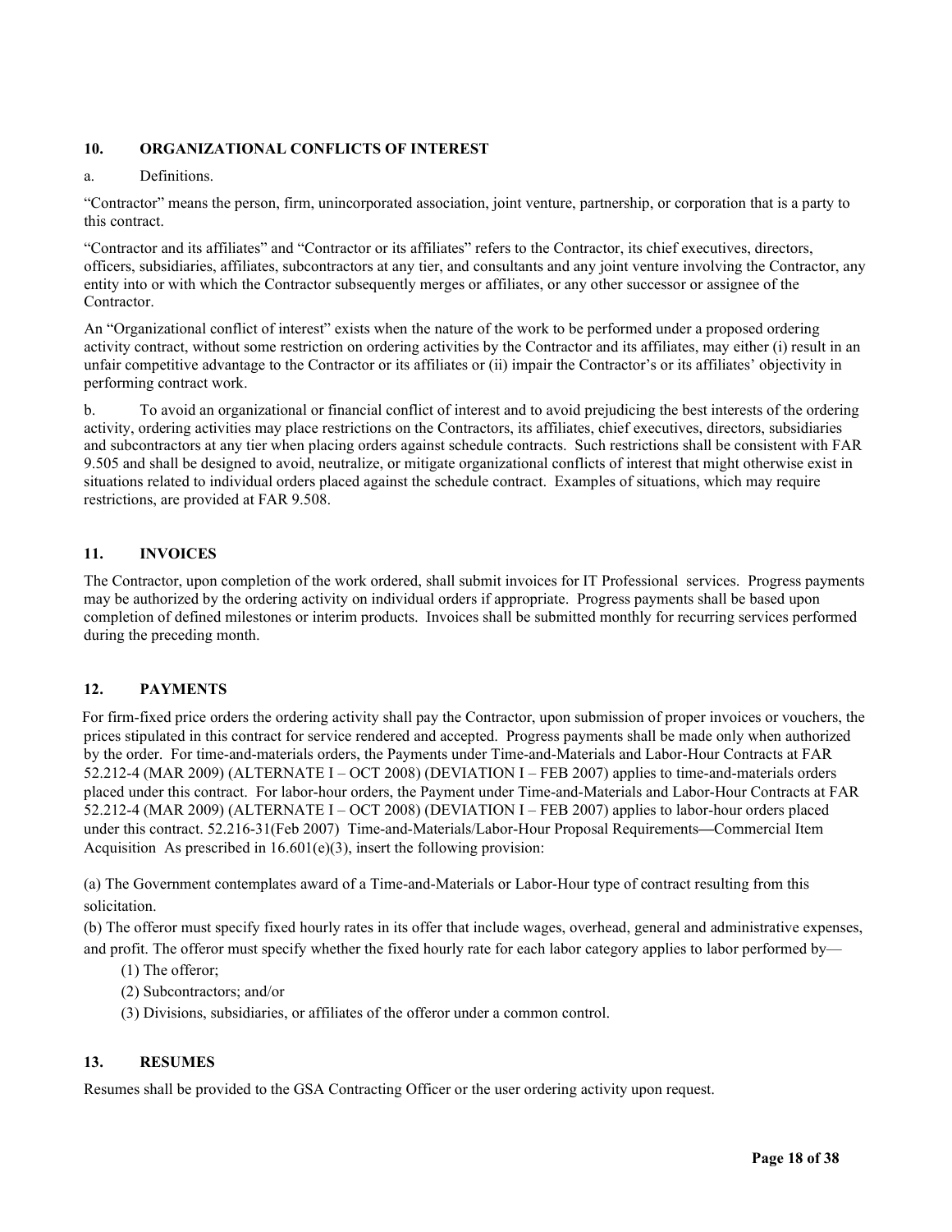## 10. ORGANIZATIONAL CONFLICTS OF INTEREST

a. Definitions.

"Contractor" means the person, firm, unincorporated association, joint venture, partnership, or corporation that is a party to this contract.

"Contractor and its affiliates" and "Contractor or its affiliates" refers to the Contractor, its chief executives, directors, officers, subsidiaries, affiliates, subcontractors at any tier, and consultants and any joint venture involving the Contractor, any entity into or with which the Contractor subsequently merges or affiliates, or any other successor or assignee of the Contractor.

An "Organizational conflict of interest" exists when the nature of the work to be performed under a proposed ordering activity contract, without some restriction on ordering activities by the Contractor and its affiliates, may either (i) result in an unfair competitive advantage to the Contractor or its affiliates or (ii) impair the Contractor's or its affiliates' objectivity in performing contract work.

b. To avoid an organizational or financial conflict of interest and to avoid prejudicing the best interests of the ordering activity, ordering activities may place restrictions on the Contractors, its affiliates, chief executives, directors, subsidiaries and subcontractors at any tier when placing orders against schedule contracts. Such restrictions shall be consistent with FAR 9.505 and shall be designed to avoid, neutralize, or mitigate organizational conflicts of interest that might otherwise exist in situations related to individual orders placed against the schedule contract. Examples of situations, which may require restrictions, are provided at FAR 9.508.

## 11. INVOICES

The Contractor, upon completion of the work ordered, shall submit invoices for IT Professional services. Progress payments may be authorized by the ordering activity on individual orders if appropriate. Progress payments shall be based upon completion of defined milestones or interim products. Invoices shall be submitted monthly for recurring services performed during the preceding month.

## 12. PAYMENTS

For firm-fixed price orders the ordering activity shall pay the Contractor, upon submission of proper invoices or vouchers, the prices stipulated in this contract for service rendered and accepted. Progress payments shall be made only when authorized by the order. For time-and-materials orders, the Payments under Time-and-Materials and Labor-Hour Contracts at FAR 52.212-4 (MAR 2009) (ALTERNATE I – OCT 2008) (DEVIATION I – FEB 2007) applies to time-and-materials orders placed under this contract. For labor-hour orders, the Payment under Time-and-Materials and Labor-Hour Contracts at FAR 52.212-4 (MAR 2009) (ALTERNATE I – OCT 2008) (DEVIATION I – FEB 2007) applies to labor-hour orders placed under this contract. 52.216-31(Feb 2007) Time-and-Materials/Labor-Hour Proposal Requirements—Commercial Item Acquisition As prescribed in 16.601(e)(3), insert the following provision:

(a) The Government contemplates award of a Time-and-Materials or Labor-Hour type of contract resulting from this solicitation.

(b) The offeror must specify fixed hourly rates in its offer that include wages, overhead, general and administrative expenses, and profit. The offeror must specify whether the fixed hourly rate for each labor category applies to labor performed by—

(1) The offeror;

(2) Subcontractors; and/or

(3) Divisions, subsidiaries, or affiliates of the offeror under a common control.

## 13. RESUMES

Resumes shall be provided to the GSA Contracting Officer or the user ordering activity upon request.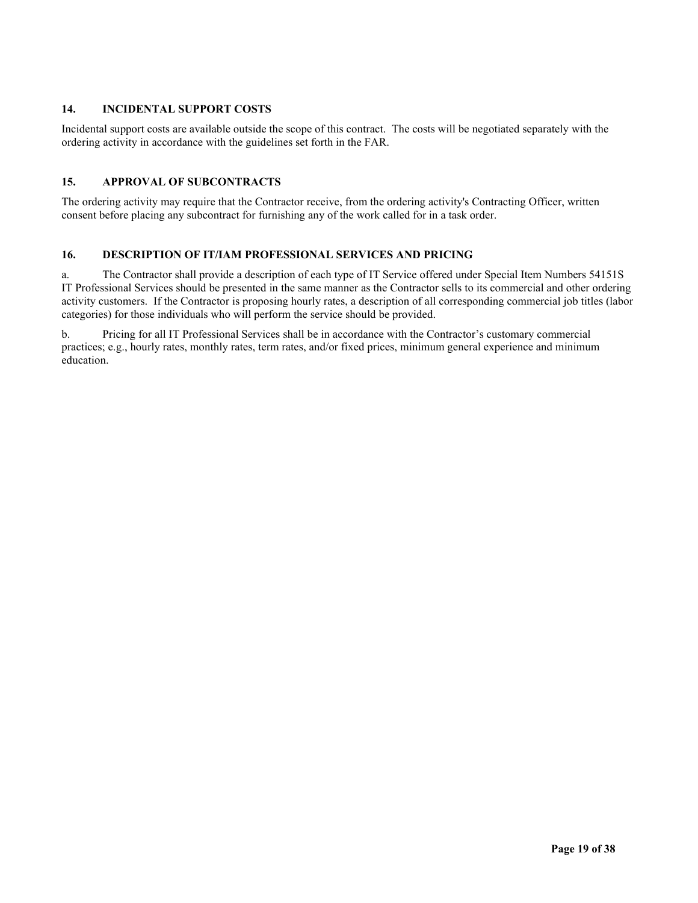## 14. INCIDENTAL SUPPORT COSTS

Incidental support costs are available outside the scope of this contract. The costs will be negotiated separately with the ordering activity in accordance with the guidelines set forth in the FAR.

## 15. APPROVAL OF SUBCONTRACTS

The ordering activity may require that the Contractor receive, from the ordering activity's Contracting Officer, written consent before placing any subcontract for furnishing any of the work called for in a task order.

## 16. DESCRIPTION OF IT/IAM PROFESSIONAL SERVICES AND PRICING

a. The Contractor shall provide a description of each type of IT Service offered under Special Item Numbers 54151S IT Professional Services should be presented in the same manner as the Contractor sells to its commercial and other ordering activity customers. If the Contractor is proposing hourly rates, a description of all corresponding commercial job titles (labor categories) for those individuals who will perform the service should be provided.

b. Pricing for all IT Professional Services shall be in accordance with the Contractor's customary commercial practices; e.g., hourly rates, monthly rates, term rates, and/or fixed prices, minimum general experience and minimum education.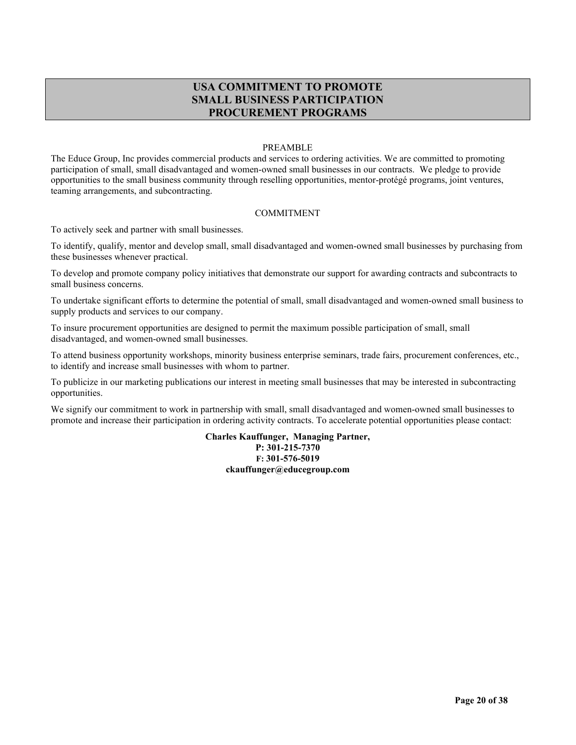# USA COMMITMENT TO PROMOTE SMALL BUSINESS PARTICIPATION PROCUREMENT PROGRAMS

PREAMBLE

The Educe Group, Inc provides commercial products and services to ordering activities. We are committed to promoting participation of small, small disadvantaged and women-owned small businesses in our contracts. We pledge to provide opportunities to the small business community through reselling opportunities, mentor-protégé programs, joint ventures, teaming arrangements, and subcontracting.

COMMITMENT

To actively seek and partner with small businesses.

To identify, qualify, mentor and develop small, small disadvantaged and women-owned small businesses by purchasing from these businesses whenever practical.

To develop and promote company policy initiatives that demonstrate our support for awarding contracts and subcontracts to small business concerns.

To undertake significant efforts to determine the potential of small, small disadvantaged and women-owned small business to supply products and services to our company.

To insure procurement opportunities are designed to permit the maximum possible participation of small, small disadvantaged, and women-owned small businesses.

To attend business opportunity workshops, minority business enterprise seminars, trade fairs, procurement conferences, etc., to identify and increase small businesses with whom to partner.

To publicize in our marketing publications our interest in meeting small businesses that may be interested in subcontracting opportunities.

We signify our commitment to work in partnership with small, small disadvantaged and women-owned small businesses to promote and increase their participation in ordering activity contracts. To accelerate potential opportunities please contact:

**Charles Kauffunger, Managing Partner,**
**P: 301-215-7370**
**F: 301-576-5019**
**ckauffunger@educegroup.com**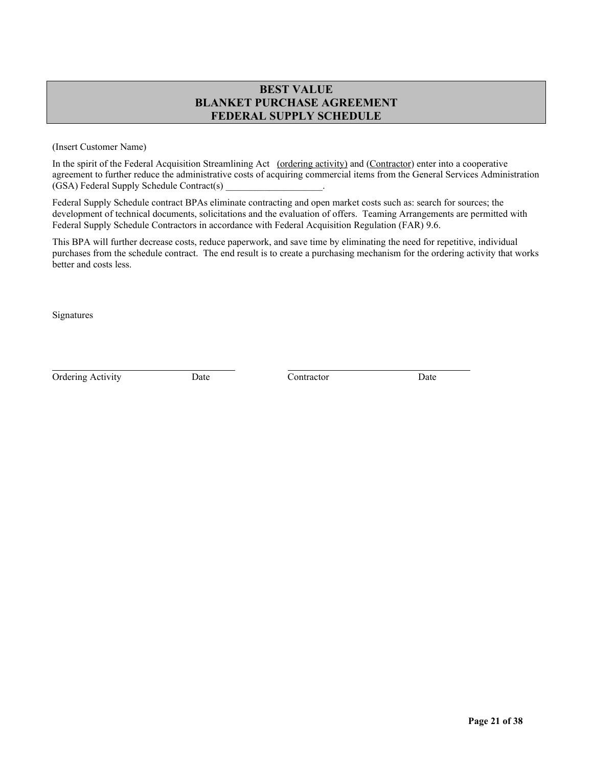# BEST VALUE
# BLANKET PURCHASE AGREEMENT
# FEDERAL SUPPLY SCHEDULE

(Insert Customer Name)

In the spirit of the Federal Acquisition Streamlining Act (ordering activity) and (Contractor) enter into a cooperative agreement to further reduce the administrative costs of acquiring commercial items from the General Services Administration (GSA) Federal Supply Schedule Contract(s) ____________________.

Federal Supply Schedule contract BPAs eliminate contracting and open market costs such as: search for sources; the development of technical documents, solicitations and the evaluation of offers. Teaming Arrangements are permitted with Federal Supply Schedule Contractors in accordance with Federal Acquisition Regulation (FAR) 9.6.

This BPA will further decrease costs, reduce paperwork, and save time by eliminating the need for repetitive, individual purchases from the schedule contract. The end result is to create a purchasing mechanism for the ordering activity that works better and costs less.

Signatures

| ____________________________________ | | ____________________________________ | |
|---|---|---|---|
| Ordering Activity | Date | Contractor | Date |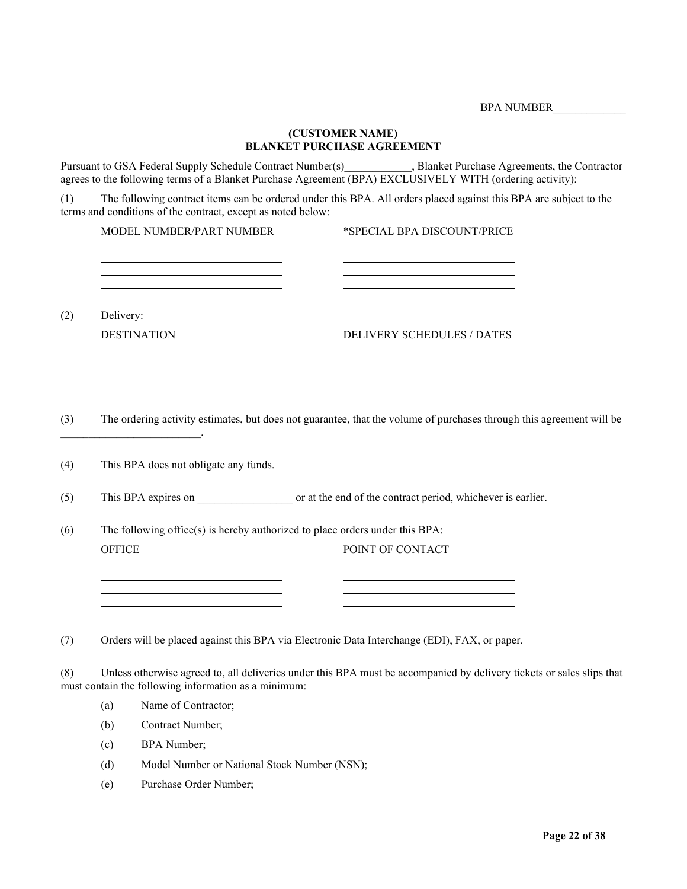BPA NUMBER_____________

**(CUSTOMER NAME)**
**BLANKET PURCHASE AGREEMENT**

Pursuant to GSA Federal Supply Schedule Contract Number(s)____________, Blanket Purchase Agreements, the Contractor agrees to the following terms of a Blanket Purchase Agreement (BPA) EXCLUSIVELY WITH (ordering activity):

(1) The following contract items can be ordered under this BPA. All orders placed against this BPA are subject to the terms and conditions of the contract, except as noted below:

| MODEL NUMBER/PART NUMBER | *SPECIAL BPA DISCOUNT/PRICE |
|---|---|
| ______________________________ | ______________________________ |
| ______________________________ | ______________________________ |
| ______________________________ | ______________________________ |

(2) Delivery:

| DESTINATION | DELIVERY SCHEDULES / DATES |
|---|---|
| ______________________________ | ______________________________ |
| ______________________________ | ______________________________ |
| ______________________________ | ______________________________ |

(3) The ordering activity estimates, but does not guarantee, that the volume of purchases through this agreement will be _________________________.

(4) This BPA does not obligate any funds.

(5) This BPA expires on _________________ or at the end of the contract period, whichever is earlier.

(6) The following office(s) is hereby authorized to place orders under this BPA:

| OFFICE | POINT OF CONTACT |
|---|---|
| ______________________________ | ______________________________ |
| ______________________________ | ______________________________ |
| ______________________________ | ______________________________ |

(7) Orders will be placed against this BPA via Electronic Data Interchange (EDI), FAX, or paper.

(8) Unless otherwise agreed to, all deliveries under this BPA must be accompanied by delivery tickets or sales slips that must contain the following information as a minimum:

(a) Name of Contractor;

(b) Contract Number;

(c) BPA Number;

(d) Model Number or National Stock Number (NSN);

(e) Purchase Order Number;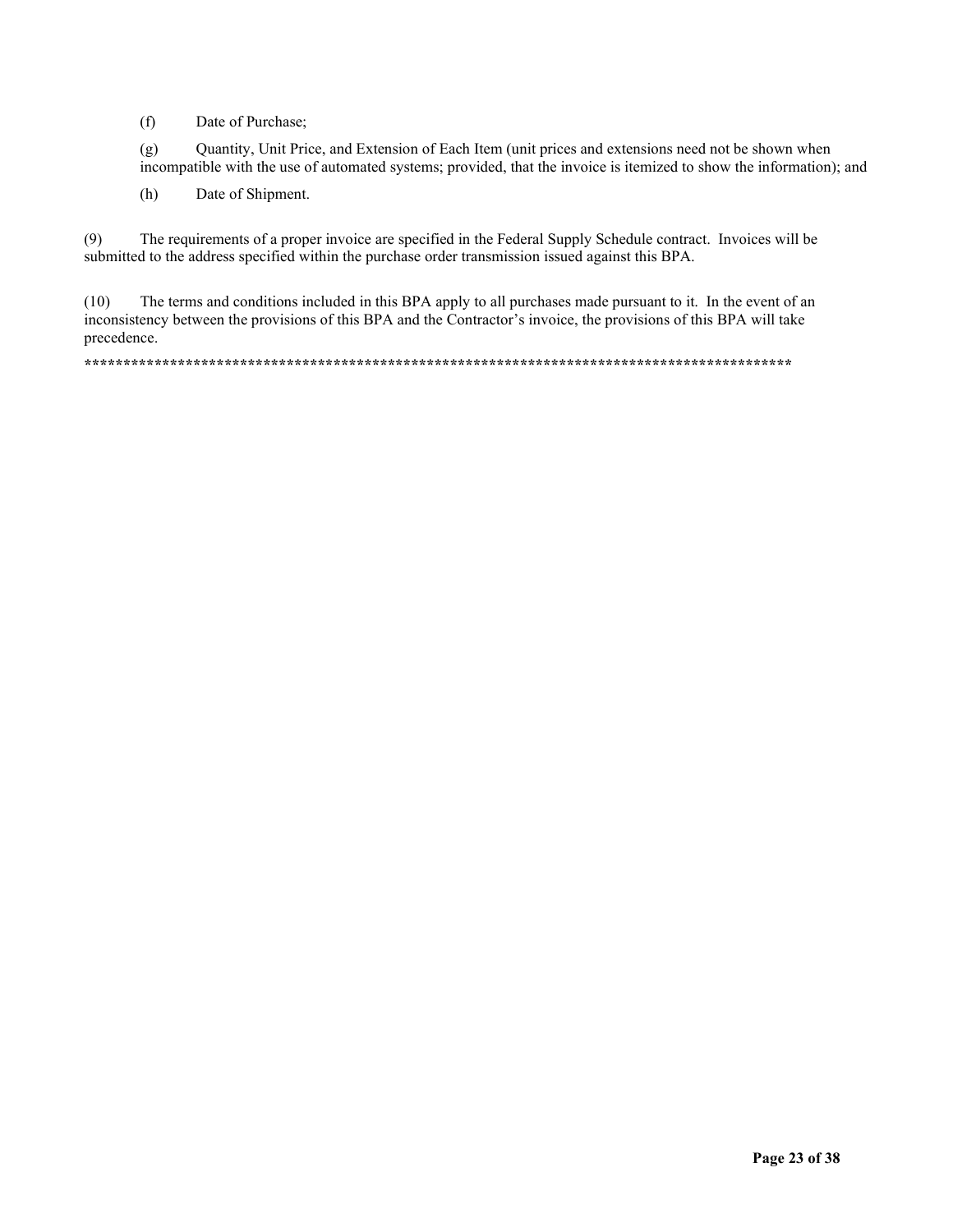(f) Date of Purchase;

(g) Quantity, Unit Price, and Extension of Each Item (unit prices and extensions need not be shown when incompatible with the use of automated systems; provided, that the invoice is itemized to show the information); and

(h) Date of Shipment.

(9) The requirements of a proper invoice are specified in the Federal Supply Schedule contract. Invoices will be submitted to the address specified within the purchase order transmission issued against this BPA.

(10) The terms and conditions included in this BPA apply to all purchases made pursuant to it. In the event of an inconsistency between the provisions of this BPA and the Contractor's invoice, the provisions of this BPA will take precedence.

*********************************************************************************************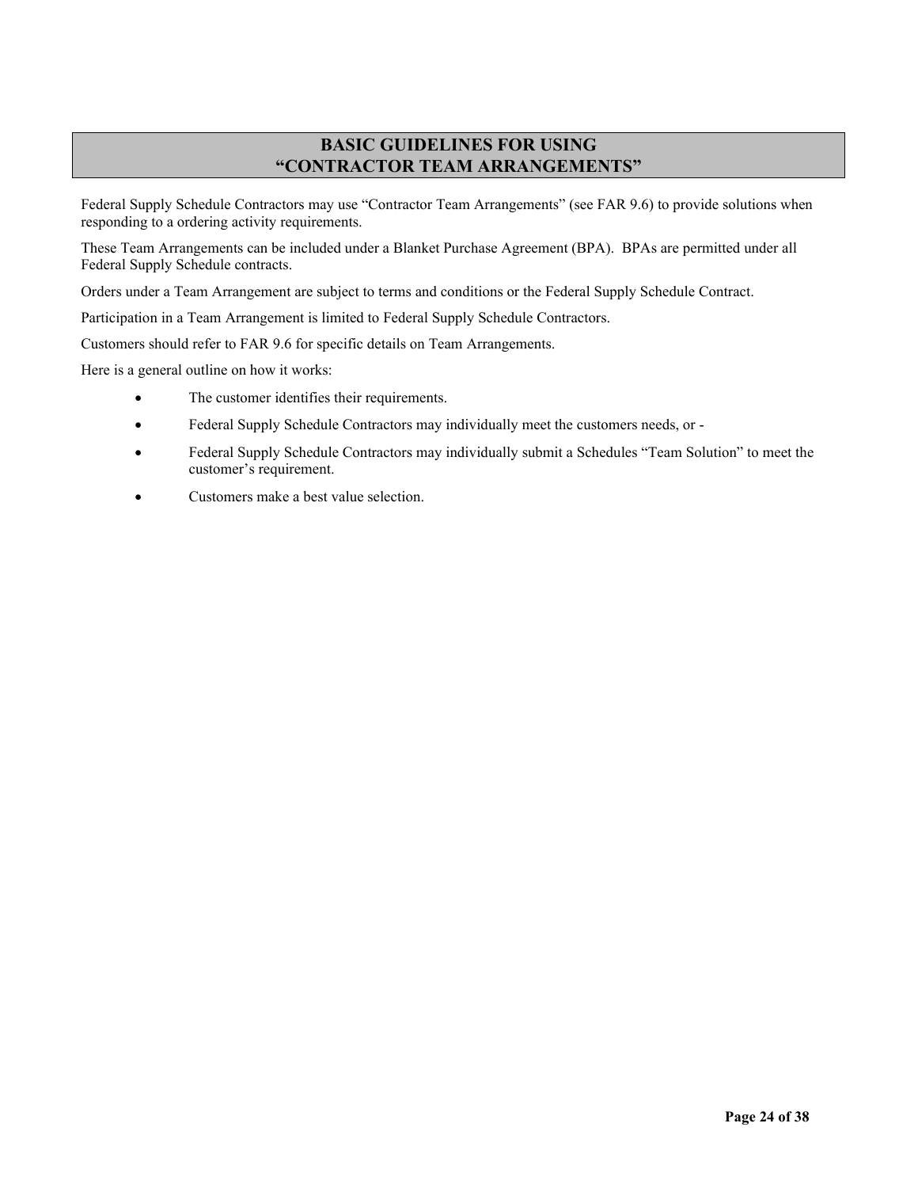# BASIC GUIDELINES FOR USING “CONTRACTOR TEAM ARRANGEMENTS”

Federal Supply Schedule Contractors may use “Contractor Team Arrangements” (see FAR 9.6) to provide solutions when responding to a ordering activity requirements.

These Team Arrangements can be included under a Blanket Purchase Agreement (BPA). BPAs are permitted under all Federal Supply Schedule contracts.

Orders under a Team Arrangement are subject to terms and conditions or the Federal Supply Schedule Contract.

Participation in a Team Arrangement is limited to Federal Supply Schedule Contractors.

Customers should refer to FAR 9.6 for specific details on Team Arrangements.

Here is a general outline on how it works:

- The customer identifies their requirements.
- Federal Supply Schedule Contractors may individually meet the customers needs, or -
- Federal Supply Schedule Contractors may individually submit a Schedules “Team Solution” to meet the customer’s requirement.
- Customers make a best value selection.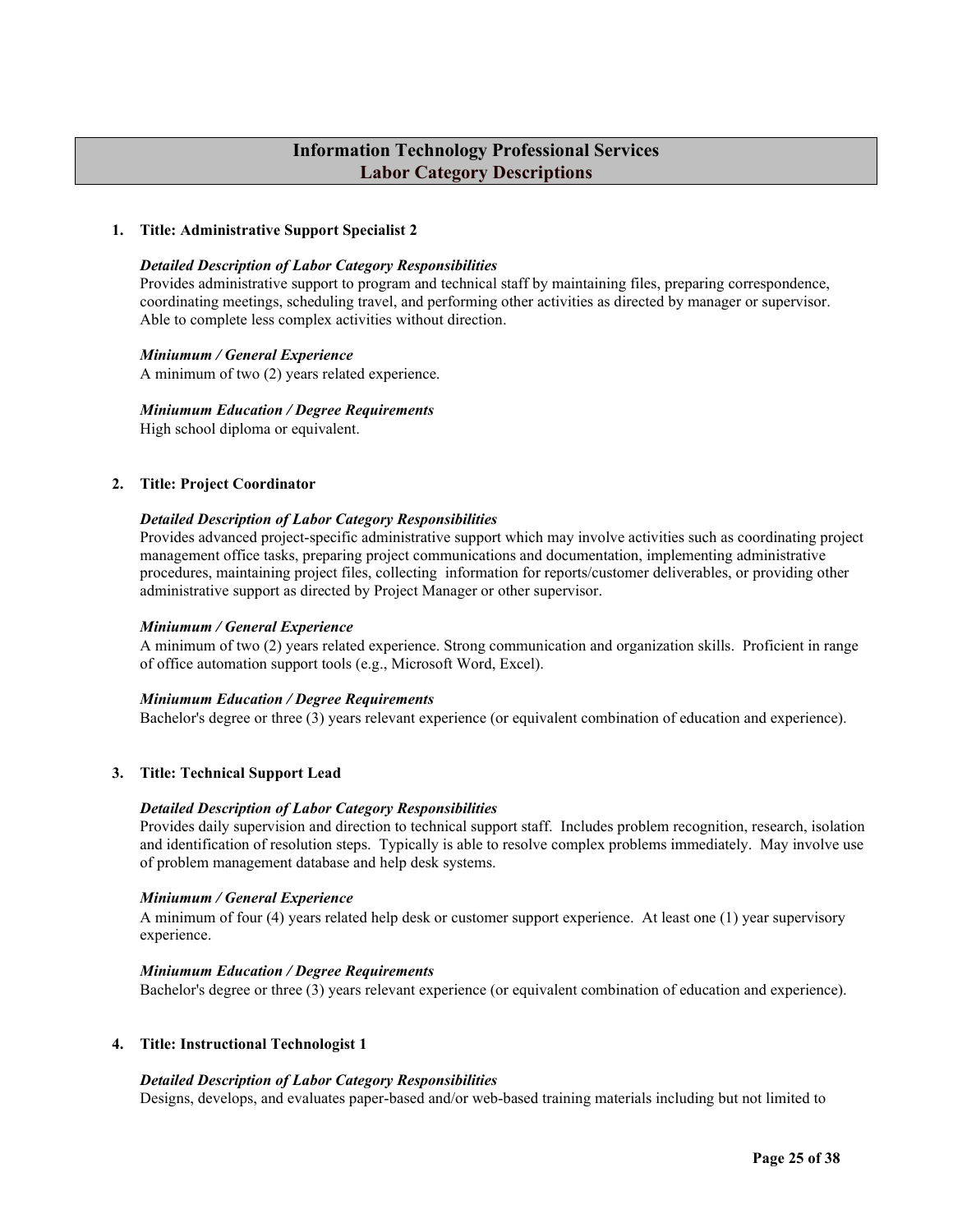# Information Technology Professional Services
## Labor Category Descriptions

1. **Title: Administrative Support Specialist 2**

   ***Detailed Description of Labor Category Responsibilities***
   Provides administrative support to program and technical staff by maintaining files, preparing correspondence, coordinating meetings, scheduling travel, and performing other activities as directed by manager or supervisor. Able to complete less complex activities without direction.

   ***Miniumum / General Experience***
   A minimum of two (2) years related experience.

   ***Miniumum Education / Degree Requirements***
   High school diploma or equivalent.

2. **Title: Project Coordinator**

   ***Detailed Description of Labor Category Responsibilities***
   Provides advanced project-specific administrative support which may involve activities such as coordinating project management office tasks, preparing project communications and documentation, implementing administrative procedures, maintaining project files, collecting information for reports/customer deliverables, or providing other administrative support as directed by Project Manager or other supervisor.

   ***Miniumum / General Experience***
   A minimum of two (2) years related experience. Strong communication and organization skills. Proficient in range of office automation support tools (e.g., Microsoft Word, Excel).

   ***Miniumum Education / Degree Requirements***
   Bachelor's degree or three (3) years relevant experience (or equivalent combination of education and experience).

3. **Title: Technical Support Lead**

   ***Detailed Description of Labor Category Responsibilities***
   Provides daily supervision and direction to technical support staff. Includes problem recognition, research, isolation and identification of resolution steps. Typically is able to resolve complex problems immediately. May involve use of problem management database and help desk systems.

   ***Miniumum / General Experience***
   A minimum of four (4) years related help desk or customer support experience. At least one (1) year supervisory experience.

   ***Miniumum Education / Degree Requirements***
   Bachelor's degree or three (3) years relevant experience (or equivalent combination of education and experience).

4. **Title: Instructional Technologist 1**

   ***Detailed Description of Labor Category Responsibilities***
   Designs, develops, and evaluates paper-based and/or web-based training materials including but not limited to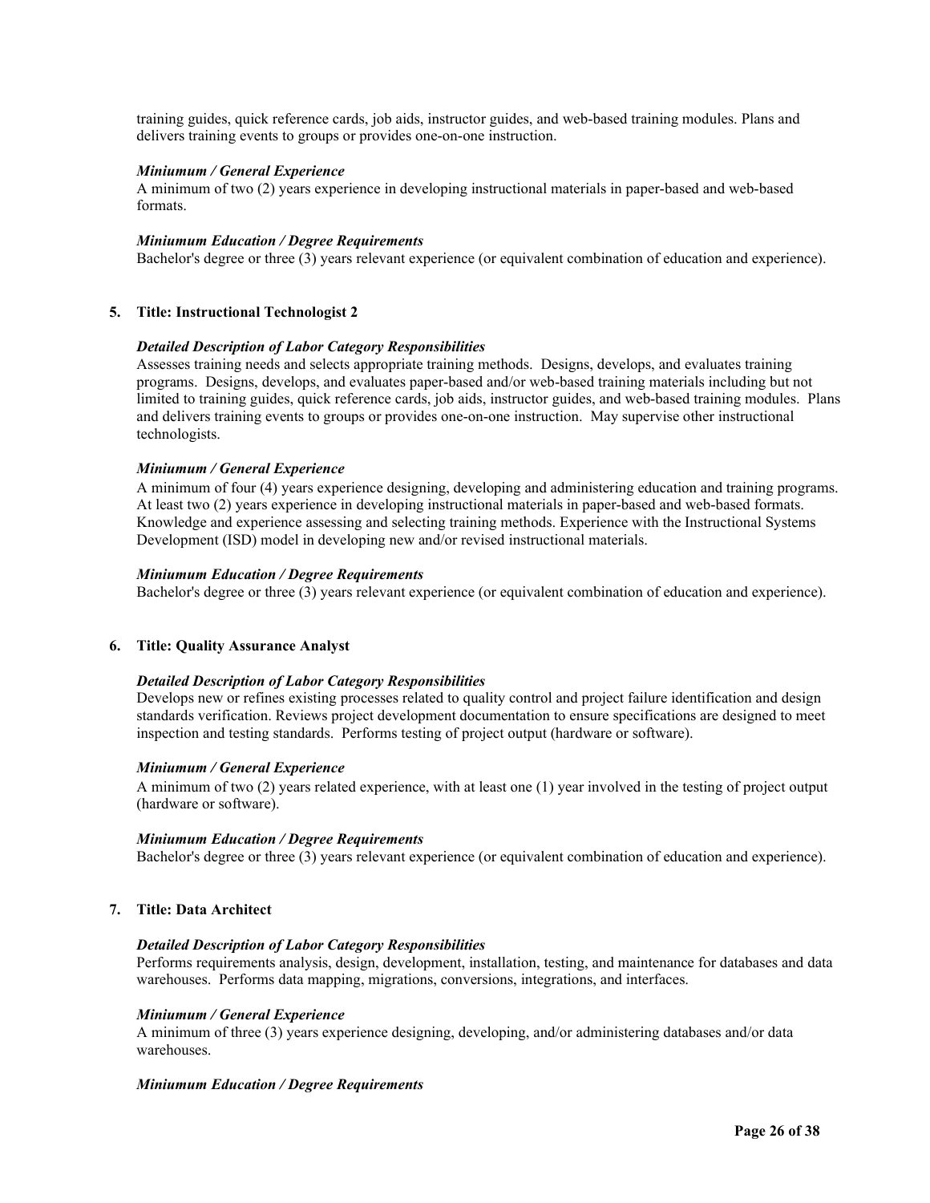training guides, quick reference cards, job aids, instructor guides, and web-based training modules. Plans and delivers training events to groups or provides one-on-one instruction.

***Miniumum / General Experience***
A minimum of two (2) years experience in developing instructional materials in paper-based and web-based formats.

***Miniumum Education / Degree Requirements***
Bachelor's degree or three (3) years relevant experience (or equivalent combination of education and experience).

**5. Title: Instructional Technologist 2**

***Detailed Description of Labor Category Responsibilities***
Assesses training needs and selects appropriate training methods. Designs, develops, and evaluates training programs. Designs, develops, and evaluates paper-based and/or web-based training materials including but not limited to training guides, quick reference cards, job aids, instructor guides, and web-based training modules. Plans and delivers training events to groups or provides one-on-one instruction. May supervise other instructional technologists.

***Miniumum / General Experience***
A minimum of four (4) years experience designing, developing and administering education and training programs. At least two (2) years experience in developing instructional materials in paper-based and web-based formats. Knowledge and experience assessing and selecting training methods. Experience with the Instructional Systems Development (ISD) model in developing new and/or revised instructional materials.

***Miniumum Education / Degree Requirements***
Bachelor's degree or three (3) years relevant experience (or equivalent combination of education and experience).

**6. Title: Quality Assurance Analyst**

***Detailed Description of Labor Category Responsibilities***
Develops new or refines existing processes related to quality control and project failure identification and design standards verification. Reviews project development documentation to ensure specifications are designed to meet inspection and testing standards. Performs testing of project output (hardware or software).

***Miniumum / General Experience***
A minimum of two (2) years related experience, with at least one (1) year involved in the testing of project output (hardware or software).

***Miniumum Education / Degree Requirements***
Bachelor's degree or three (3) years relevant experience (or equivalent combination of education and experience).

**7. Title: Data Architect**

***Detailed Description of Labor Category Responsibilities***
Performs requirements analysis, design, development, installation, testing, and maintenance for databases and data warehouses. Performs data mapping, migrations, conversions, integrations, and interfaces.

***Miniumum / General Experience***
A minimum of three (3) years experience designing, developing, and/or administering databases and/or data warehouses.

***Miniumum Education / Degree Requirements***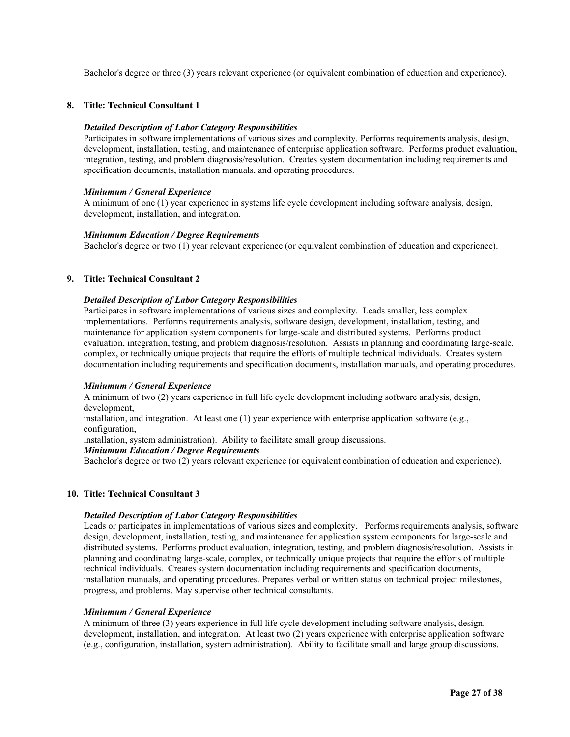Bachelor's degree or three (3) years relevant experience (or equivalent combination of education and experience).

**8. Title: Technical Consultant 1**

***Detailed Description of Labor Category Responsibilities***

Participates in software implementations of various sizes and complexity. Performs requirements analysis, design, development, installation, testing, and maintenance of enterprise application software. Performs product evaluation, integration, testing, and problem diagnosis/resolution. Creates system documentation including requirements and specification documents, installation manuals, and operating procedures.

***Miniumum / General Experience***

A minimum of one (1) year experience in systems life cycle development including software analysis, design, development, installation, and integration.

***Miniumum Education / Degree Requirements***

Bachelor's degree or two (1) year relevant experience (or equivalent combination of education and experience).

**9. Title: Technical Consultant 2**

***Detailed Description of Labor Category Responsibilities***

Participates in software implementations of various sizes and complexity. Leads smaller, less complex implementations. Performs requirements analysis, software design, development, installation, testing, and maintenance for application system components for large-scale and distributed systems. Performs product evaluation, integration, testing, and problem diagnosis/resolution. Assists in planning and coordinating large-scale, complex, or technically unique projects that require the efforts of multiple technical individuals. Creates system documentation including requirements and specification documents, installation manuals, and operating procedures.

***Miniumum / General Experience***

A minimum of two (2) years experience in full life cycle development including software analysis, design, development,
installation, and integration. At least one (1) year experience with enterprise application software (e.g., configuration,
installation, system administration). Ability to facilitate small group discussions.

***Miniumum Education / Degree Requirements***

Bachelor's degree or two (2) years relevant experience (or equivalent combination of education and experience).

**10. Title: Technical Consultant 3**

***Detailed Description of Labor Category Responsibilities***

Leads or participates in implementations of various sizes and complexity. Performs requirements analysis, software design, development, installation, testing, and maintenance for application system components for large-scale and distributed systems. Performs product evaluation, integration, testing, and problem diagnosis/resolution. Assists in planning and coordinating large-scale, complex, or technically unique projects that require the efforts of multiple technical individuals. Creates system documentation including requirements and specification documents, installation manuals, and operating procedures. Prepares verbal or written status on technical project milestones, progress, and problems. May supervise other technical consultants.

***Miniumum / General Experience***

A minimum of three (3) years experience in full life cycle development including software analysis, design, development, installation, and integration. At least two (2) years experience with enterprise application software (e.g., configuration, installation, system administration). Ability to facilitate small and large group discussions.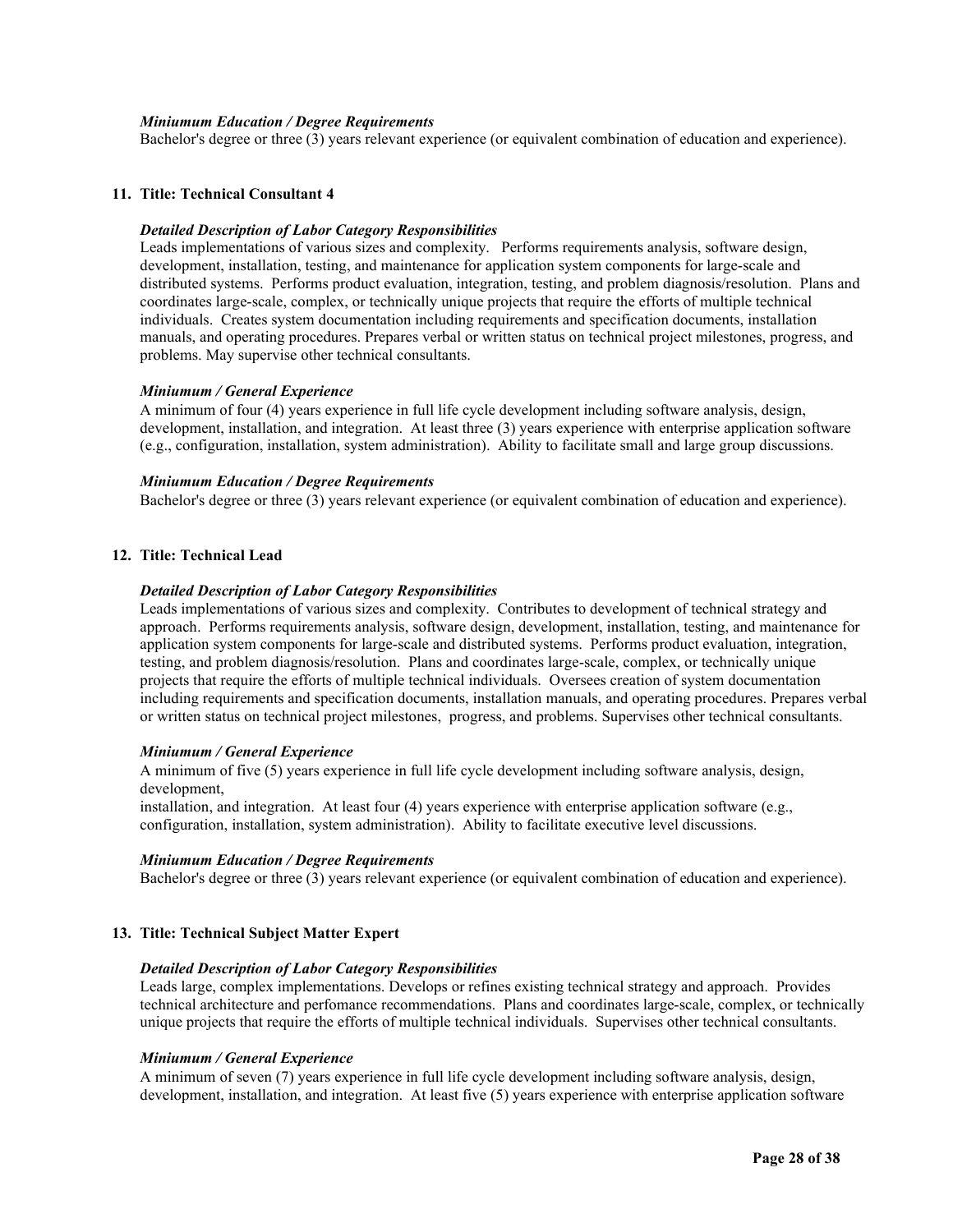***Miniumum Education / Degree Requirements***

Bachelor's degree or three (3) years relevant experience (or equivalent combination of education and experience).

**11. Title: Technical Consultant 4**

***Detailed Description of Labor Category Responsibilities***

Leads implementations of various sizes and complexity. Performs requirements analysis, software design, development, installation, testing, and maintenance for application system components for large-scale and distributed systems. Performs product evaluation, integration, testing, and problem diagnosis/resolution. Plans and coordinates large-scale, complex, or technically unique projects that require the efforts of multiple technical individuals. Creates system documentation including requirements and specification documents, installation manuals, and operating procedures. Prepares verbal or written status on technical project milestones, progress, and problems. May supervise other technical consultants.

***Miniumum / General Experience***

A minimum of four (4) years experience in full life cycle development including software analysis, design, development, installation, and integration. At least three (3) years experience with enterprise application software (e.g., configuration, installation, system administration). Ability to facilitate small and large group discussions.

***Miniumum Education / Degree Requirements***

Bachelor's degree or three (3) years relevant experience (or equivalent combination of education and experience).

**12. Title: Technical Lead**

***Detailed Description of Labor Category Responsibilities***

Leads implementations of various sizes and complexity. Contributes to development of technical strategy and approach. Performs requirements analysis, software design, development, installation, testing, and maintenance for application system components for large-scale and distributed systems. Performs product evaluation, integration, testing, and problem diagnosis/resolution. Plans and coordinates large-scale, complex, or technically unique projects that require the efforts of multiple technical individuals. Oversees creation of system documentation including requirements and specification documents, installation manuals, and operating procedures. Prepares verbal or written status on technical project milestones, progress, and problems. Supervises other technical consultants.

***Miniumum / General Experience***

A minimum of five (5) years experience in full life cycle development including software analysis, design, development,
installation, and integration. At least four (4) years experience with enterprise application software (e.g., configuration, installation, system administration). Ability to facilitate executive level discussions.

***Miniumum Education / Degree Requirements***

Bachelor's degree or three (3) years relevant experience (or equivalent combination of education and experience).

**13. Title: Technical Subject Matter Expert**

***Detailed Description of Labor Category Responsibilities***

Leads large, complex implementations. Develops or refines existing technical strategy and approach. Provides technical architecture and perfomance recommendations. Plans and coordinates large-scale, complex, or technically unique projects that require the efforts of multiple technical individuals. Supervises other technical consultants.

***Miniumum / General Experience***

A minimum of seven (7) years experience in full life cycle development including software analysis, design, development, installation, and integration. At least five (5) years experience with enterprise application software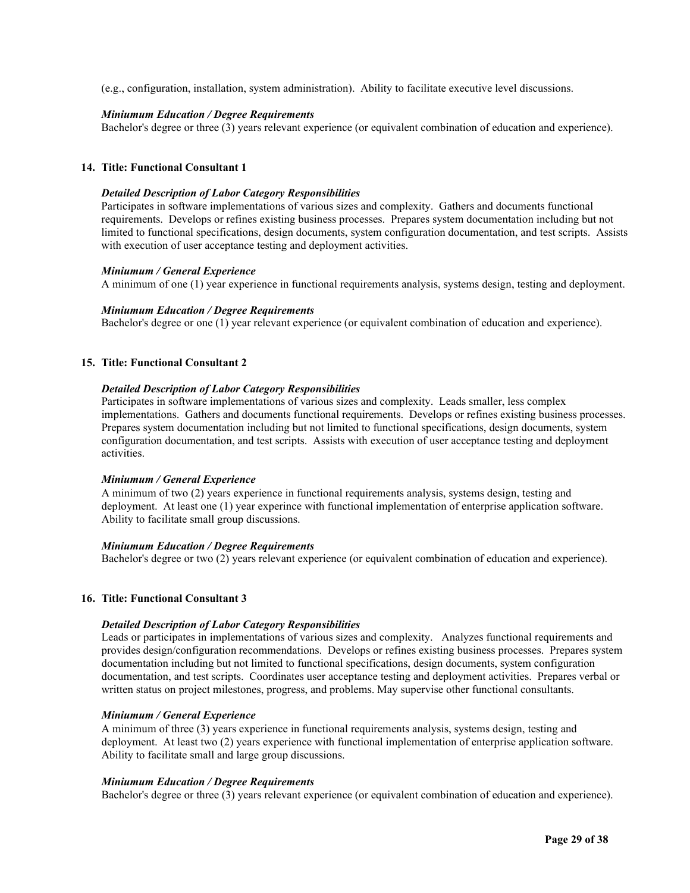(e.g., configuration, installation, system administration). Ability to facilitate executive level discussions.

***Miniumum Education / Degree Requirements***
Bachelor's degree or three (3) years relevant experience (or equivalent combination of education and experience).

**14. Title: Functional Consultant 1**

***Detailed Description of Labor Category Responsibilities***
Participates in software implementations of various sizes and complexity. Gathers and documents functional requirements. Develops or refines existing business processes. Prepares system documentation including but not limited to functional specifications, design documents, system configuration documentation, and test scripts. Assists with execution of user acceptance testing and deployment activities.

***Miniumum / General Experience***
A minimum of one (1) year experience in functional requirements analysis, systems design, testing and deployment.

***Miniumum Education / Degree Requirements***
Bachelor's degree or one (1) year relevant experience (or equivalent combination of education and experience).

**15. Title: Functional Consultant 2**

***Detailed Description of Labor Category Responsibilities***
Participates in software implementations of various sizes and complexity. Leads smaller, less complex implementations. Gathers and documents functional requirements. Develops or refines existing business processes. Prepares system documentation including but not limited to functional specifications, design documents, system configuration documentation, and test scripts. Assists with execution of user acceptance testing and deployment activities.

***Miniumum / General Experience***
A minimum of two (2) years experience in functional requirements analysis, systems design, testing and deployment. At least one (1) year experince with functional implementation of enterprise application software. Ability to facilitate small group discussions.

***Miniumum Education / Degree Requirements***
Bachelor's degree or two (2) years relevant experience (or equivalent combination of education and experience).

**16. Title: Functional Consultant 3**

***Detailed Description of Labor Category Responsibilities***
Leads or participates in implementations of various sizes and complexity. Analyzes functional requirements and provides design/configuration recommendations. Develops or refines existing business processes. Prepares system documentation including but not limited to functional specifications, design documents, system configuration documentation, and test scripts. Coordinates user acceptance testing and deployment activities. Prepares verbal or written status on project milestones, progress, and problems. May supervise other functional consultants.

***Miniumum / General Experience***
A minimum of three (3) years experience in functional requirements analysis, systems design, testing and deployment. At least two (2) years experience with functional implementation of enterprise application software. Ability to facilitate small and large group discussions.

***Miniumum Education / Degree Requirements***
Bachelor's degree or three (3) years relevant experience (or equivalent combination of education and experience).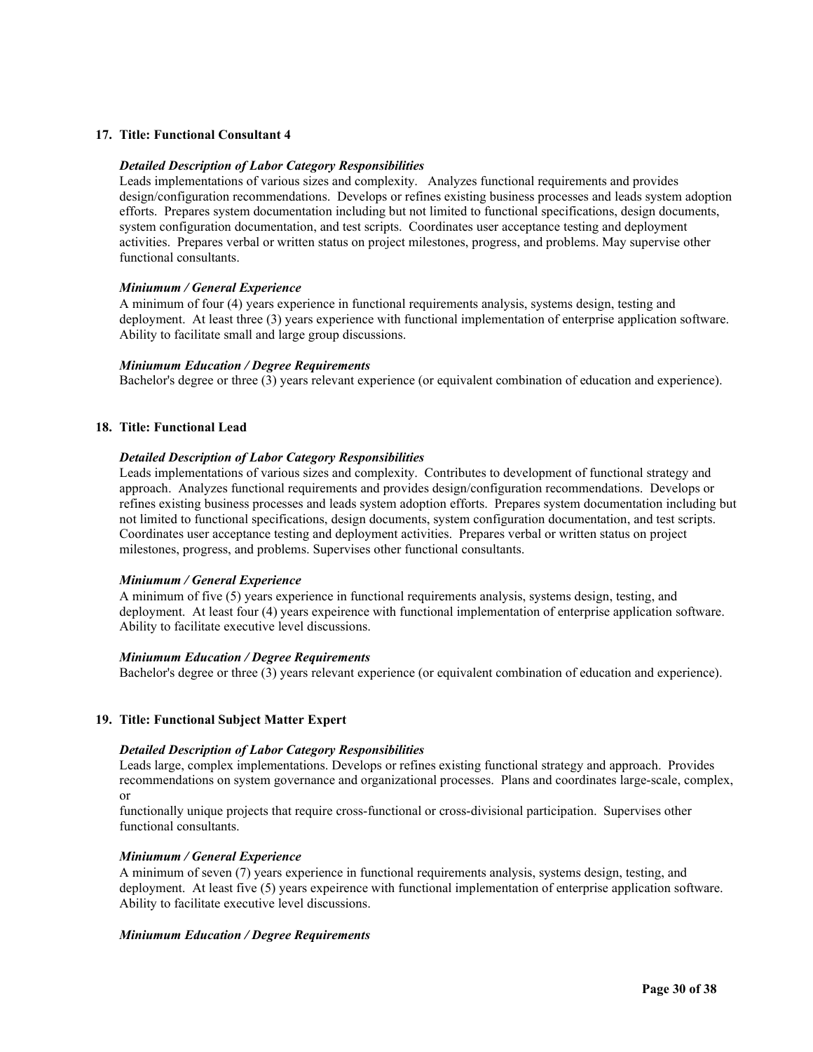**17. Title: Functional Consultant 4**

***Detailed Description of Labor Category Responsibilities***

Leads implementations of various sizes and complexity. Analyzes functional requirements and provides design/configuration recommendations. Develops or refines existing business processes and leads system adoption efforts. Prepares system documentation including but not limited to functional specifications, design documents, system configuration documentation, and test scripts. Coordinates user acceptance testing and deployment activities. Prepares verbal or written status on project milestones, progress, and problems. May supervise other functional consultants.

***Miniumum / General Experience***

A minimum of four (4) years experience in functional requirements analysis, systems design, testing and deployment. At least three (3) years experience with functional implementation of enterprise application software. Ability to facilitate small and large group discussions.

***Miniumum Education / Degree Requirements***

Bachelor's degree or three (3) years relevant experience (or equivalent combination of education and experience).

**18. Title: Functional Lead**

***Detailed Description of Labor Category Responsibilities***

Leads implementations of various sizes and complexity. Contributes to development of functional strategy and approach. Analyzes functional requirements and provides design/configuration recommendations. Develops or refines existing business processes and leads system adoption efforts. Prepares system documentation including but not limited to functional specifications, design documents, system configuration documentation, and test scripts. Coordinates user acceptance testing and deployment activities. Prepares verbal or written status on project milestones, progress, and problems. Supervises other functional consultants.

***Miniumum / General Experience***

A minimum of five (5) years experience in functional requirements analysis, systems design, testing, and deployment. At least four (4) years expeirence with functional implementation of enterprise application software. Ability to facilitate executive level discussions.

***Miniumum Education / Degree Requirements***

Bachelor's degree or three (3) years relevant experience (or equivalent combination of education and experience).

**19. Title: Functional Subject Matter Expert**

***Detailed Description of Labor Category Responsibilities***

Leads large, complex implementations. Develops or refines existing functional strategy and approach. Provides recommendations on system governance and organizational processes. Plans and coordinates large-scale, complex, or

functionally unique projects that require cross-functional or cross-divisional participation. Supervises other functional consultants.

***Miniumum / General Experience***

A minimum of seven (7) years experience in functional requirements analysis, systems design, testing, and deployment. At least five (5) years expeirence with functional implementation of enterprise application software. Ability to facilitate executive level discussions.

***Miniumum Education / Degree Requirements***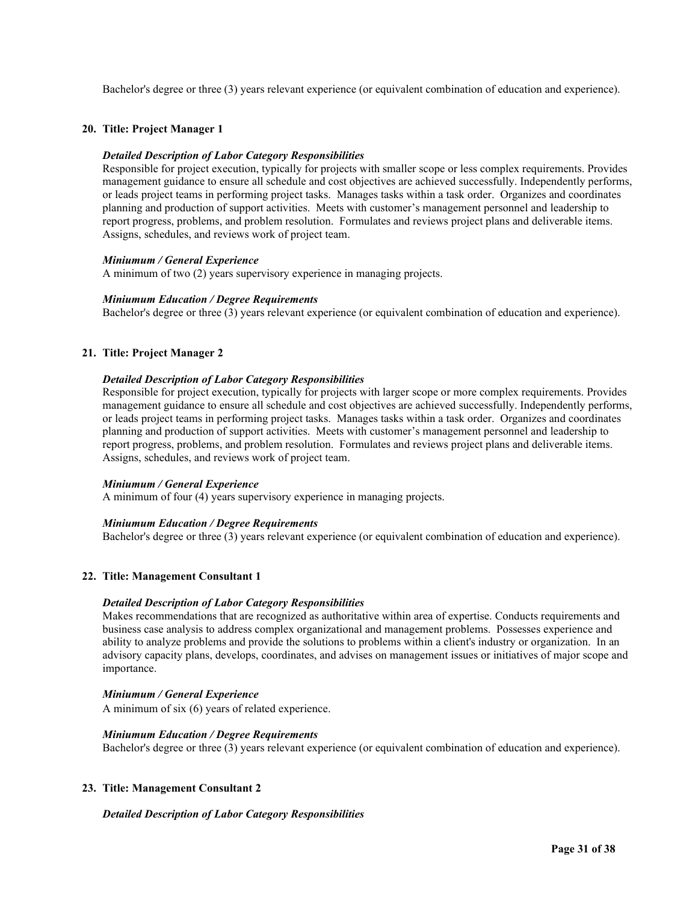Bachelor's degree or three (3) years relevant experience (or equivalent combination of education and experience).

**20. Title: Project Manager 1**

***Detailed Description of Labor Category Responsibilities***

Responsible for project execution, typically for projects with smaller scope or less complex requirements. Provides management guidance to ensure all schedule and cost objectives are achieved successfully. Independently performs, or leads project teams in performing project tasks. Manages tasks within a task order. Organizes and coordinates planning and production of support activities. Meets with customer's management personnel and leadership to report progress, problems, and problem resolution. Formulates and reviews project plans and deliverable items. Assigns, schedules, and reviews work of project team.

***Miniumum / General Experience***

A minimum of two (2) years supervisory experience in managing projects.

***Miniumum Education / Degree Requirements***

Bachelor's degree or three (3) years relevant experience (or equivalent combination of education and experience).

**21. Title: Project Manager 2**

***Detailed Description of Labor Category Responsibilities***

Responsible for project execution, typically for projects with larger scope or more complex requirements. Provides management guidance to ensure all schedule and cost objectives are achieved successfully. Independently performs, or leads project teams in performing project tasks. Manages tasks within a task order. Organizes and coordinates planning and production of support activities. Meets with customer's management personnel and leadership to report progress, problems, and problem resolution. Formulates and reviews project plans and deliverable items. Assigns, schedules, and reviews work of project team.

***Miniumum / General Experience***

A minimum of four (4) years supervisory experience in managing projects.

***Miniumum Education / Degree Requirements***

Bachelor's degree or three (3) years relevant experience (or equivalent combination of education and experience).

**22. Title: Management Consultant 1**

***Detailed Description of Labor Category Responsibilities***

Makes recommendations that are recognized as authoritative within area of expertise. Conducts requirements and business case analysis to address complex organizational and management problems. Possesses experience and ability to analyze problems and provide the solutions to problems within a client's industry or organization. In an advisory capacity plans, develops, coordinates, and advises on management issues or initiatives of major scope and importance.

***Miniumum / General Experience***

A minimum of six (6) years of related experience.

***Miniumum Education / Degree Requirements***

Bachelor's degree or three (3) years relevant experience (or equivalent combination of education and experience).

**23. Title: Management Consultant 2**

***Detailed Description of Labor Category Responsibilities***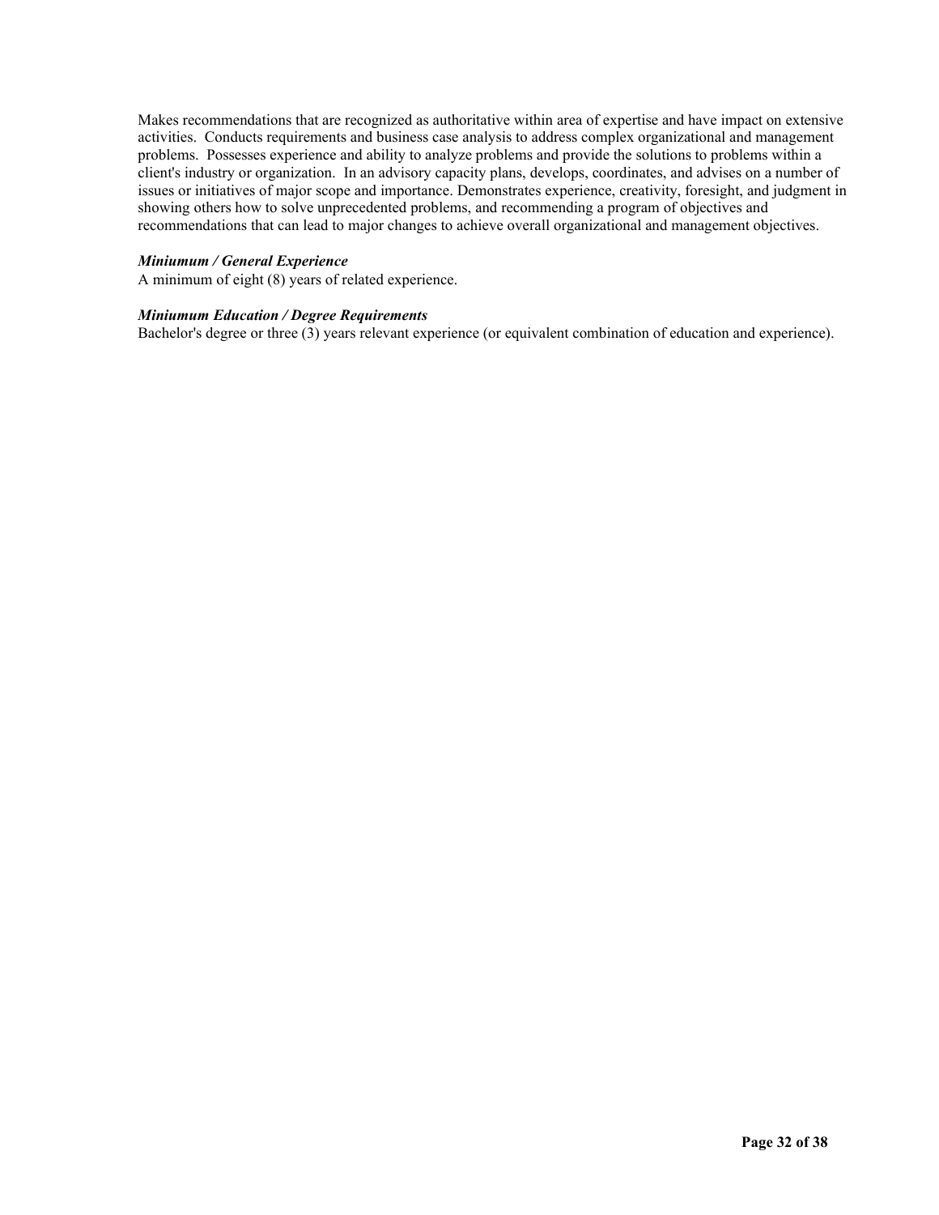Makes recommendations that are recognized as authoritative within area of expertise and have impact on extensive activities. Conducts requirements and business case analysis to address complex organizational and management problems. Possesses experience and ability to analyze problems and provide the solutions to problems within a client's industry or organization. In an advisory capacity plans, develops, coordinates, and advises on a number of issues or initiatives of major scope and importance. Demonstrates experience, creativity, foresight, and judgment in showing others how to solve unprecedented problems, and recommending a program of objectives and recommendations that can lead to major changes to achieve overall organizational and management objectives.

***Miniumum / General Experience***
A minimum of eight (8) years of related experience.

***Miniumum Education / Degree Requirements***
Bachelor's degree or three (3) years relevant experience (or equivalent combination of education and experience).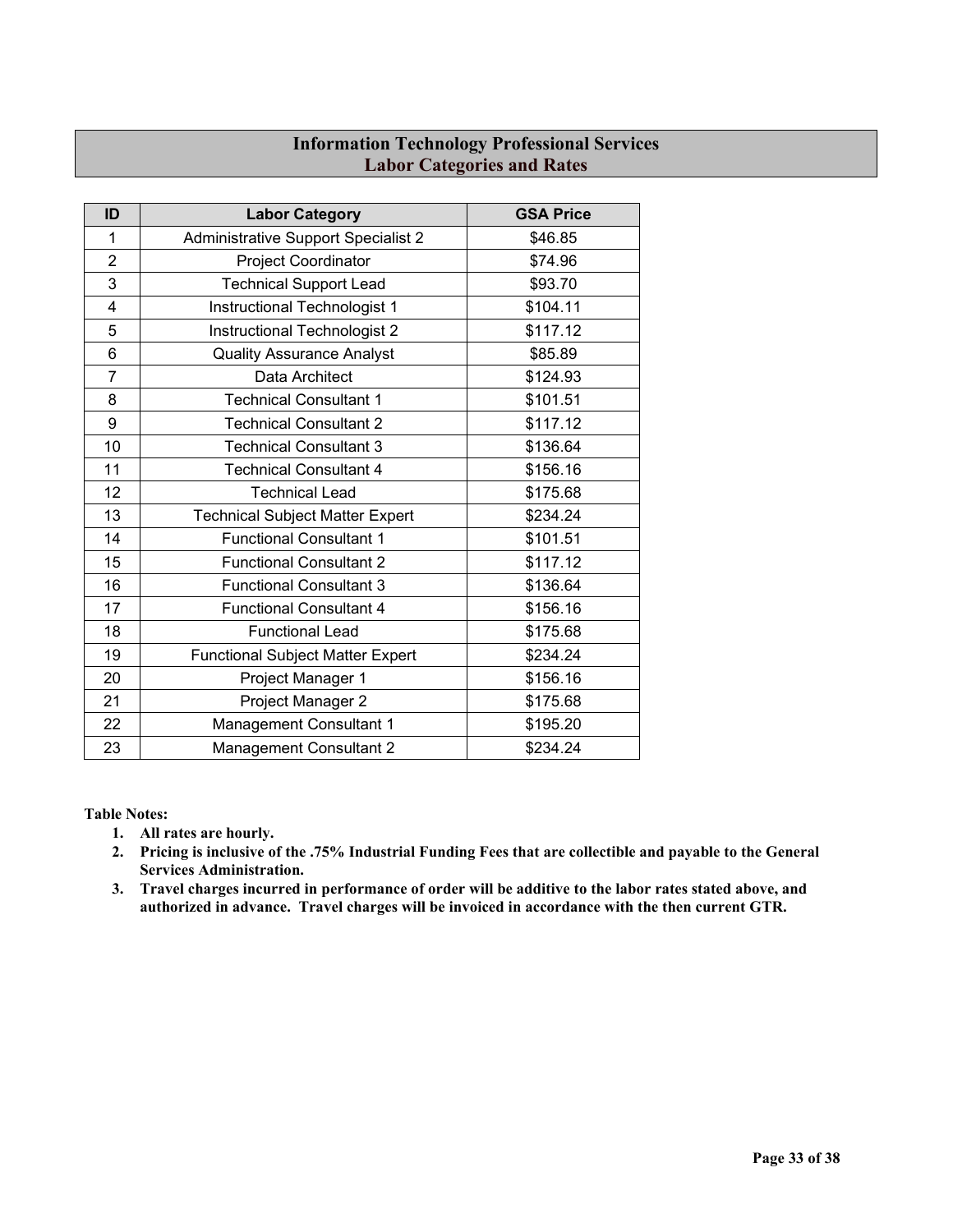# Information Technology Professional Services
## Labor Categories and Rates

| ID | Labor Category | GSA Price |
|---|---|---|
| 1 | Administrative Support Specialist 2 | $46.85 |
| 2 | Project Coordinator | $74.96 |
| 3 | Technical Support Lead | $93.70 |
| 4 | Instructional Technologist 1 | $104.11 |
| 5 | Instructional Technologist 2 | $117.12 |
| 6 | Quality Assurance Analyst | $85.89 |
| 7 | Data Architect | $124.93 |
| 8 | Technical Consultant 1 | $101.51 |
| 9 | Technical Consultant 2 | $117.12 |
| 10 | Technical Consultant 3 | $136.64 |
| 11 | Technical Consultant 4 | $156.16 |
| 12 | Technical Lead | $175.68 |
| 13 | Technical Subject Matter Expert | $234.24 |
| 14 | Functional Consultant 1 | $101.51 |
| 15 | Functional Consultant 2 | $117.12 |
| 16 | Functional Consultant 3 | $136.64 |
| 17 | Functional Consultant 4 | $156.16 |
| 18 | Functional Lead | $175.68 |
| 19 | Functional Subject Matter Expert | $234.24 |
| 20 | Project Manager 1 | $156.16 |
| 21 | Project Manager 2 | $175.68 |
| 22 | Management Consultant 1 | $195.20 |
| 23 | Management Consultant 2 | $234.24 |

**Table Notes:**

1. **All rates are hourly.**
2. **Pricing is inclusive of the .75% Industrial Funding Fees that are collectible and payable to the General Services Administration.**
3. **Travel charges incurred in performance of order will be additive to the labor rates stated above, and authorized in advance. Travel charges will be invoiced in accordance with the then current GTR.**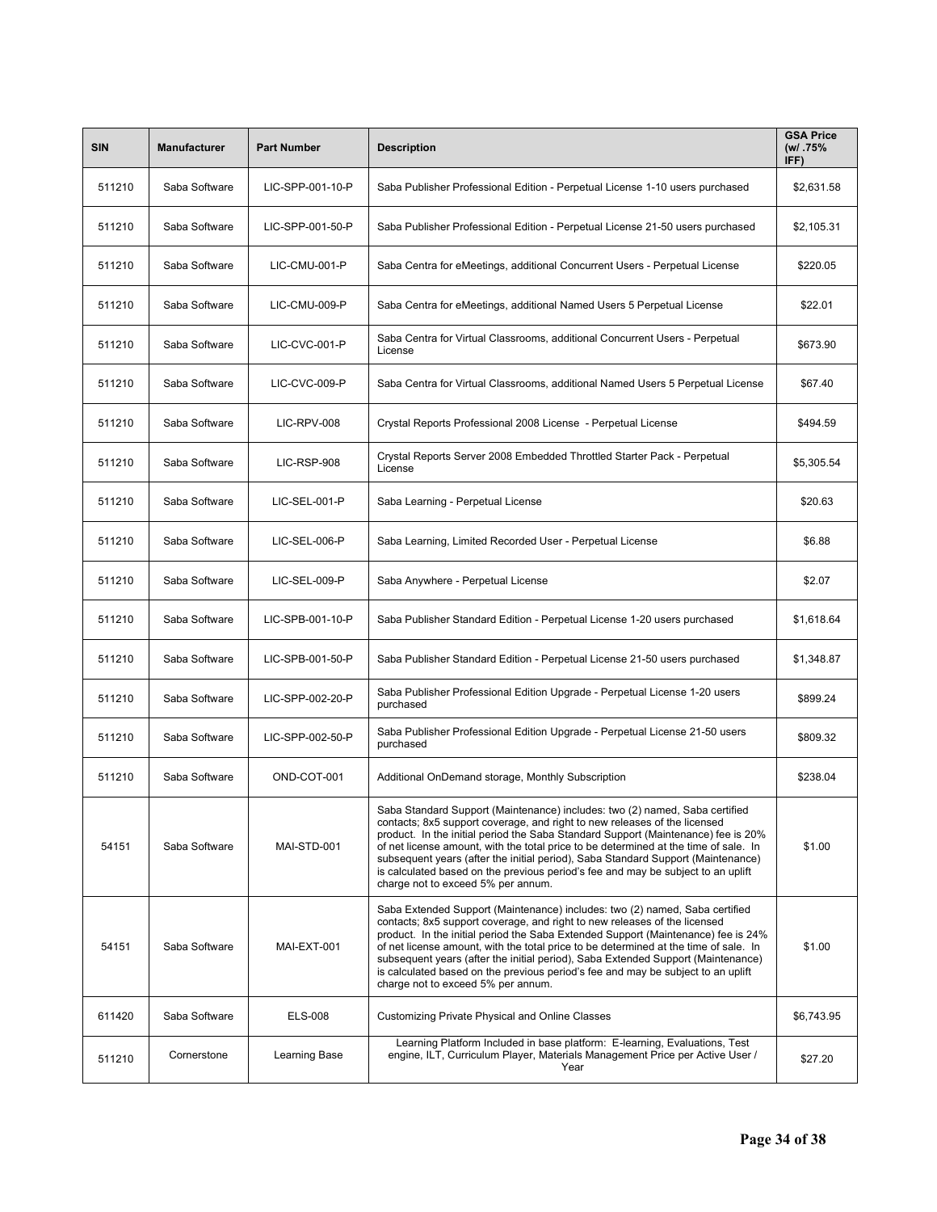| SIN | Manufacturer | Part Number | Description | GSA Price (w/ .75% IFF) |
|---|---|---|---|---|
| 511210 | Saba Software | LIC-SPP-001-10-P | Saba Publisher Professional Edition - Perpetual License 1-10 users purchased | $2,631.58 |
| 511210 | Saba Software | LIC-SPP-001-50-P | Saba Publisher Professional Edition - Perpetual License 21-50 users purchased | $2,105.31 |
| 511210 | Saba Software | LIC-CMU-001-P | Saba Centra for eMeetings, additional Concurrent Users - Perpetual License | $220.05 |
| 511210 | Saba Software | LIC-CMU-009-P | Saba Centra for eMeetings, additional Named Users 5 Perpetual License | $22.01 |
| 511210 | Saba Software | LIC-CVC-001-P | Saba Centra for Virtual Classrooms, additional Concurrent Users - Perpetual License | $673.90 |
| 511210 | Saba Software | LIC-CVC-009-P | Saba Centra for Virtual Classrooms, additional Named Users 5 Perpetual License | $67.40 |
| 511210 | Saba Software | LIC-RPV-008 | Crystal Reports Professional 2008 License - Perpetual License | $494.59 |
| 511210 | Saba Software | LIC-RSP-908 | Crystal Reports Server 2008 Embedded Throttled Starter Pack - Perpetual License | $5,305.54 |
| 511210 | Saba Software | LIC-SEL-001-P | Saba Learning - Perpetual License | $20.63 |
| 511210 | Saba Software | LIC-SEL-006-P | Saba Learning, Limited Recorded User - Perpetual License | $6.88 |
| 511210 | Saba Software | LIC-SEL-009-P | Saba Anywhere - Perpetual License | $2.07 |
| 511210 | Saba Software | LIC-SPB-001-10-P | Saba Publisher Standard Edition - Perpetual License 1-20 users purchased | $1,618.64 |
| 511210 | Saba Software | LIC-SPB-001-50-P | Saba Publisher Standard Edition - Perpetual License 21-50 users purchased | $1,348.87 |
| 511210 | Saba Software | LIC-SPP-002-20-P | Saba Publisher Professional Edition Upgrade - Perpetual License 1-20 users purchased | $899.24 |
| 511210 | Saba Software | LIC-SPP-002-50-P | Saba Publisher Professional Edition Upgrade - Perpetual License 21-50 users purchased | $809.32 |
| 511210 | Saba Software | OND-COT-001 | Additional OnDemand storage, Monthly Subscription | $238.04 |
| 54151 | Saba Software | MAI-STD-001 | Saba Standard Support (Maintenance) includes: two (2) named, Saba certified contacts; 8x5 support coverage, and right to new releases of the licensed product. In the initial period the Saba Standard Support (Maintenance) fee is 20% of net license amount, with the total price to be determined at the time of sale. In subsequent years (after the initial period), Saba Standard Support (Maintenance) is calculated based on the previous period's fee and may be subject to an uplift charge not to exceed 5% per annum. | $1.00 |
| 54151 | Saba Software | MAI-EXT-001 | Saba Extended Support (Maintenance) includes: two (2) named, Saba certified contacts; 8x5 support coverage, and right to new releases of the licensed product. In the initial period the Saba Extended Support (Maintenance) fee is 24% of net license amount, with the total price to be determined at the time of sale. In subsequent years (after the initial period), Saba Extended Support (Maintenance) is calculated based on the previous period's fee and may be subject to an uplift charge not to exceed 5% per annum. | $1.00 |
| 611420 | Saba Software | ELS-008 | Customizing Private Physical and Online Classes | $6,743.95 |
| 511210 | Cornerstone | Learning Base | Learning Platform Included in base platform: E-learning, Evaluations, Test engine, ILT, Curriculum Player, Materials Management Price per Active User / Year | $27.20 |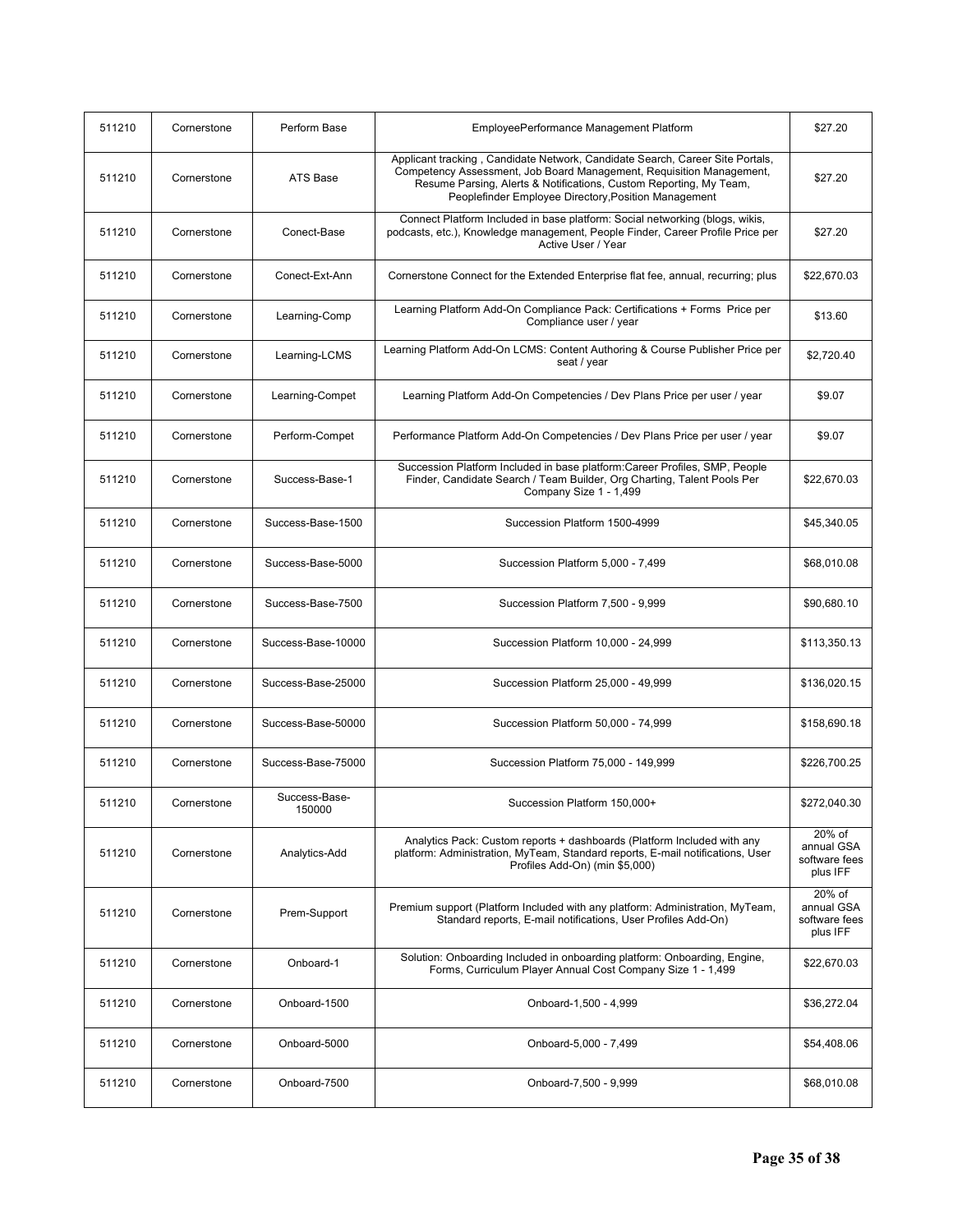| 511210 | Cornerstone | Perform Base | EmployeePerformance Management Platform | $27.20 |
|---|---|---|---|---|
| 511210 | Cornerstone | ATS Base | Applicant tracking , Candidate Network, Candidate Search, Career Site Portals, Competency Assessment, Job Board Management, Requisition Management, Resume Parsing, Alerts & Notifications, Custom Reporting, My Team, Peoplefinder Employee Directory,Position Management | $27.20 |
| 511210 | Cornerstone | Conect-Base | Connect Platform Included in base platform: Social networking (blogs, wikis, podcasts, etc.), Knowledge management, People Finder, Career Profile Price per Active User / Year | $27.20 |
| 511210 | Cornerstone | Conect-Ext-Ann | Cornerstone Connect for the Extended Enterprise flat fee, annual, recurring; plus | $22,670.03 |
| 511210 | Cornerstone | Learning-Comp | Learning Platform Add-On Compliance Pack: Certifications + Forms Price per Compliance user / year | $13.60 |
| 511210 | Cornerstone | Learning-LCMS | Learning Platform Add-On LCMS: Content Authoring & Course Publisher Price per seat / year | $2,720.40 |
| 511210 | Cornerstone | Learning-Compet | Learning Platform Add-On Competencies / Dev Plans Price per user / year | $9.07 |
| 511210 | Cornerstone | Perform-Compet | Performance Platform Add-On Competencies / Dev Plans Price per user / year | $9.07 |
| 511210 | Cornerstone | Success-Base-1 | Succession Platform Included in base platform:Career Profiles, SMP, People Finder, Candidate Search / Team Builder, Org Charting, Talent Pools Per Company Size 1 - 1,499 | $22,670.03 |
| 511210 | Cornerstone | Success-Base-1500 | Succession Platform 1500-4999 | $45,340.05 |
| 511210 | Cornerstone | Success-Base-5000 | Succession Platform 5,000 - 7,499 | $68,010.08 |
| 511210 | Cornerstone | Success-Base-7500 | Succession Platform 7,500 - 9,999 | $90,680.10 |
| 511210 | Cornerstone | Success-Base-10000 | Succession Platform 10,000 - 24,999 | $113,350.13 |
| 511210 | Cornerstone | Success-Base-25000 | Succession Platform 25,000 - 49,999 | $136,020.15 |
| 511210 | Cornerstone | Success-Base-50000 | Succession Platform 50,000 - 74,999 | $158,690.18 |
| 511210 | Cornerstone | Success-Base-75000 | Succession Platform 75,000 - 149,999 | $226,700.25 |
| 511210 | Cornerstone | Success-Base-150000 | Succession Platform 150,000+ | $272,040.30 |
| 511210 | Cornerstone | Analytics-Add | Analytics Pack: Custom reports + dashboards (Platform Included with any platform: Administration, MyTeam, Standard reports, E-mail notifications, User Profiles Add-On) (min $5,000) | 20% of annual GSA software fees plus IFF |
| 511210 | Cornerstone | Prem-Support | Premium support (Platform Included with any platform: Administration, MyTeam, Standard reports, E-mail notifications, User Profiles Add-On) | 20% of annual GSA software fees plus IFF |
| 511210 | Cornerstone | Onboard-1 | Solution: Onboarding Included in onboarding platform: Onboarding, Engine, Forms, Curriculum Player Annual Cost Company Size 1 - 1,499 | $22,670.03 |
| 511210 | Cornerstone | Onboard-1500 | Onboard-1,500 - 4,999 | $36,272.04 |
| 511210 | Cornerstone | Onboard-5000 | Onboard-5,000 - 7,499 | $54,408.06 |
| 511210 | Cornerstone | Onboard-7500 | Onboard-7,500 - 9,999 | $68,010.08 |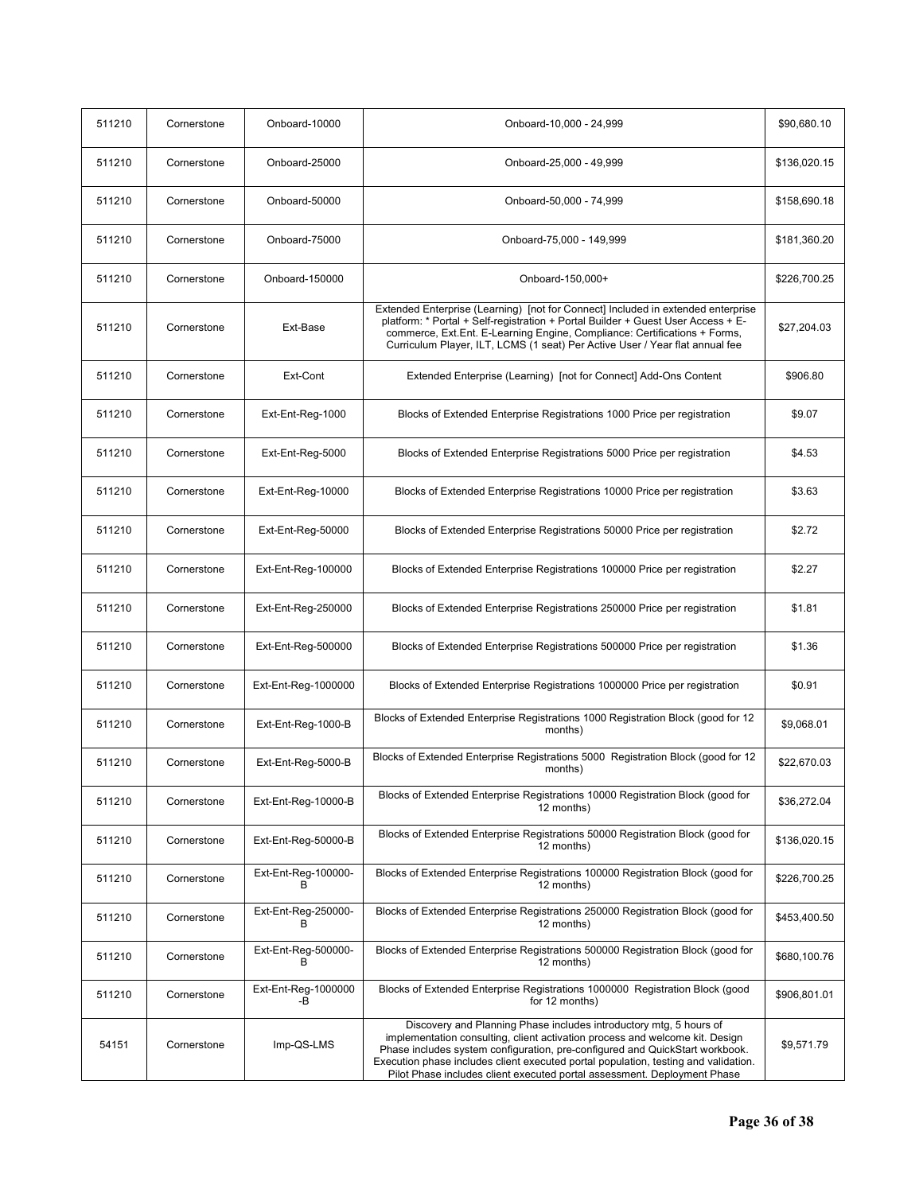| 511210 | Cornerstone | Onboard-10000 | Onboard-10,000 - 24,999 | $90,680.10 |
|---|---|---|---|---|
| 511210 | Cornerstone | Onboard-25000 | Onboard-25,000 - 49,999 | $136,020.15 |
| 511210 | Cornerstone | Onboard-50000 | Onboard-50,000 - 74,999 | $158,690.18 |
| 511210 | Cornerstone | Onboard-75000 | Onboard-75,000 - 149,999 | $181,360.20 |
| 511210 | Cornerstone | Onboard-150000 | Onboard-150,000+ | $226,700.25 |
| 511210 | Cornerstone | Ext-Base | Extended Enterprise (Learning) [not for Connect] Included in extended enterprise platform: * Portal + Self-registration + Portal Builder + Guest User Access + E-commerce, Ext.Ent. E-Learning Engine, Compliance: Certifications + Forms, Curriculum Player, ILT, LCMS (1 seat) Per Active User / Year flat annual fee | $27,204.03 |
| 511210 | Cornerstone | Ext-Cont | Extended Enterprise (Learning) [not for Connect] Add-Ons Content | $906.80 |
| 511210 | Cornerstone | Ext-Ent-Reg-1000 | Blocks of Extended Enterprise Registrations 1000 Price per registration | $9.07 |
| 511210 | Cornerstone | Ext-Ent-Reg-5000 | Blocks of Extended Enterprise Registrations 5000 Price per registration | $4.53 |
| 511210 | Cornerstone | Ext-Ent-Reg-10000 | Blocks of Extended Enterprise Registrations 10000 Price per registration | $3.63 |
| 511210 | Cornerstone | Ext-Ent-Reg-50000 | Blocks of Extended Enterprise Registrations 50000 Price per registration | $2.72 |
| 511210 | Cornerstone | Ext-Ent-Reg-100000 | Blocks of Extended Enterprise Registrations 100000 Price per registration | $2.27 |
| 511210 | Cornerstone | Ext-Ent-Reg-250000 | Blocks of Extended Enterprise Registrations 250000 Price per registration | $1.81 |
| 511210 | Cornerstone | Ext-Ent-Reg-500000 | Blocks of Extended Enterprise Registrations 500000 Price per registration | $1.36 |
| 511210 | Cornerstone | Ext-Ent-Reg-1000000 | Blocks of Extended Enterprise Registrations 1000000 Price per registration | $0.91 |
| 511210 | Cornerstone | Ext-Ent-Reg-1000-B | Blocks of Extended Enterprise Registrations 1000 Registration Block (good for 12 months) | $9,068.01 |
| 511210 | Cornerstone | Ext-Ent-Reg-5000-B | Blocks of Extended Enterprise Registrations 5000 Registration Block (good for 12 months) | $22,670.03 |
| 511210 | Cornerstone | Ext-Ent-Reg-10000-B | Blocks of Extended Enterprise Registrations 10000 Registration Block (good for 12 months) | $36,272.04 |
| 511210 | Cornerstone | Ext-Ent-Reg-50000-B | Blocks of Extended Enterprise Registrations 50000 Registration Block (good for 12 months) | $136,020.15 |
| 511210 | Cornerstone | Ext-Ent-Reg-100000-B | Blocks of Extended Enterprise Registrations 100000 Registration Block (good for 12 months) | $226,700.25 |
| 511210 | Cornerstone | Ext-Ent-Reg-250000-B | Blocks of Extended Enterprise Registrations 250000 Registration Block (good for 12 months) | $453,400.50 |
| 511210 | Cornerstone | Ext-Ent-Reg-500000-B | Blocks of Extended Enterprise Registrations 500000 Registration Block (good for 12 months) | $680,100.76 |
| 511210 | Cornerstone | Ext-Ent-Reg-1000000-B | Blocks of Extended Enterprise Registrations 1000000 Registration Block (good for 12 months) | $906,801.01 |
| 54151 | Cornerstone | Imp-QS-LMS | Discovery and Planning Phase includes introductory mtg, 5 hours of implementation consulting, client activation process and welcome kit. Design Phase includes system configuration, pre-configured and QuickStart workbook. Execution phase includes client executed portal population, testing and validation. Pilot Phase includes client executed portal assessment. Deployment Phase | $9,571.79 |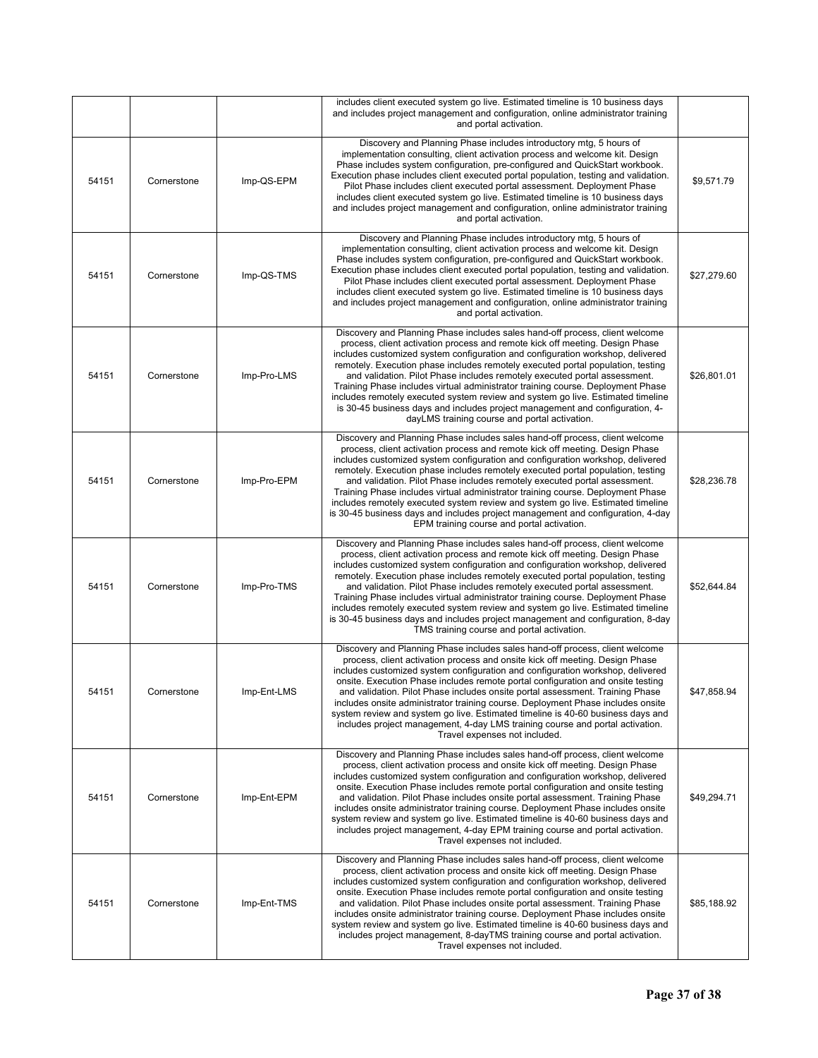| | | | | |
|---|---|---|---|---|
| | | | includes client executed system go live. Estimated timeline is 10 business days and includes project management and configuration, online administrator training and portal activation. | |
| 54151 | Cornerstone | Imp-QS-EPM | Discovery and Planning Phase includes introductory mtg, 5 hours of implementation consulting, client activation process and welcome kit. Design Phase includes system configuration, pre-configured and QuickStart workbook. Execution phase includes client executed portal population, testing and validation. Pilot Phase includes client executed portal assessment. Deployment Phase includes client executed system go live. Estimated timeline is 10 business days and includes project management and configuration, online administrator training and portal activation. | $9,571.79 |
| 54151 | Cornerstone | Imp-QS-TMS | Discovery and Planning Phase includes introductory mtg, 5 hours of implementation consulting, client activation process and welcome kit. Design Phase includes system configuration, pre-configured and QuickStart workbook. Execution phase includes client executed portal population, testing and validation. Pilot Phase includes client executed portal assessment. Deployment Phase includes client executed system go live. Estimated timeline is 10 business days and includes project management and configuration, online administrator training and portal activation. | $27,279.60 |
| 54151 | Cornerstone | Imp-Pro-LMS | Discovery and Planning Phase includes sales hand-off process, client welcome process, client activation process and remote kick off meeting. Design Phase includes customized system configuration and configuration workshop, delivered remotely. Execution phase includes remotely executed portal population, testing and validation. Pilot Phase includes remotely executed portal assessment. Training Phase includes virtual administrator training course. Deployment Phase includes remotely executed system review and system go live. Estimated timeline is 30-45 business days and includes project management and configuration, 4-dayLMS training course and portal activation. | $26,801.01 |
| 54151 | Cornerstone | Imp-Pro-EPM | Discovery and Planning Phase includes sales hand-off process, client welcome process, client activation process and remote kick off meeting. Design Phase includes customized system configuration and configuration workshop, delivered remotely. Execution phase includes remotely executed portal population, testing and validation. Pilot Phase includes remotely executed portal assessment. Training Phase includes virtual administrator training course. Deployment Phase includes remotely executed system review and system go live. Estimated timeline is 30-45 business days and includes project management and configuration, 4-day EPM training course and portal activation. | $28,236.78 |
| 54151 | Cornerstone | Imp-Pro-TMS | Discovery and Planning Phase includes sales hand-off process, client welcome process, client activation process and remote kick off meeting. Design Phase includes customized system configuration and configuration workshop, delivered remotely. Execution phase includes remotely executed portal population, testing and validation. Pilot Phase includes remotely executed portal assessment. Training Phase includes virtual administrator training course. Deployment Phase includes remotely executed system review and system go live. Estimated timeline is 30-45 business days and includes project management and configuration, 8-day TMS training course and portal activation. | $52,644.84 |
| 54151 | Cornerstone | Imp-Ent-LMS | Discovery and Planning Phase includes sales hand-off process, client welcome process, client activation process and onsite kick off meeting. Design Phase includes customized system configuration and configuration workshop, delivered onsite. Execution Phase includes remote portal configuration and onsite testing and validation. Pilot Phase includes onsite portal assessment. Training Phase includes onsite administrator training course. Deployment Phase includes onsite system review and system go live. Estimated timeline is 40-60 business days and includes project management, 4-day LMS training course and portal activation. Travel expenses not included. | $47,858.94 |
| 54151 | Cornerstone | Imp-Ent-EPM | Discovery and Planning Phase includes sales hand-off process, client welcome process, client activation process and onsite kick off meeting. Design Phase includes customized system configuration and configuration workshop, delivered onsite. Execution Phase includes remote portal configuration and onsite testing and validation. Pilot Phase includes onsite portal assessment. Training Phase includes onsite administrator training course. Deployment Phase includes onsite system review and system go live. Estimated timeline is 40-60 business days and includes project management, 4-day EPM training course and portal activation. Travel expenses not included. | $49,294.71 |
| 54151 | Cornerstone | Imp-Ent-TMS | Discovery and Planning Phase includes sales hand-off process, client welcome process, client activation process and onsite kick off meeting. Design Phase includes customized system configuration and configuration workshop, delivered onsite. Execution Phase includes remote portal configuration and onsite testing and validation. Pilot Phase includes onsite portal assessment. Training Phase includes onsite administrator training course. Deployment Phase includes onsite system review and system go live. Estimated timeline is 40-60 business days and includes project management, 8-dayTMS training course and portal activation. Travel expenses not included. | $85,188.92 |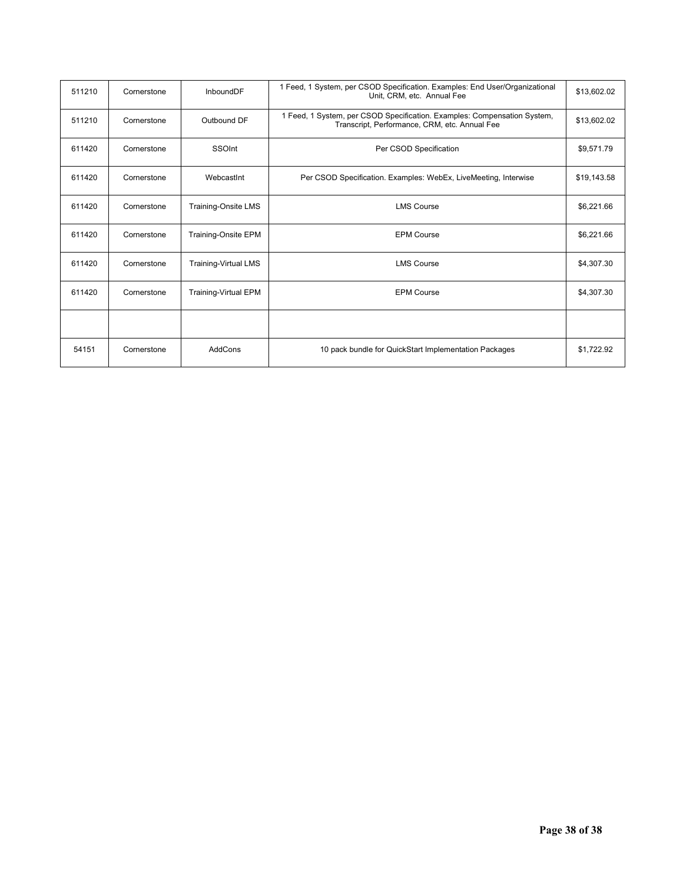| | | | | |
|---|---|---|---|---|
| 511210 | Cornerstone | InboundDF | 1 Feed, 1 System, per CSOD Specification. Examples: End User/Organizational Unit, CRM, etc. Annual Fee | $13,602.02 |
| 511210 | Cornerstone | Outbound DF | 1 Feed, 1 System, per CSOD Specification. Examples: Compensation System, Transcript, Performance, CRM, etc. Annual Fee | $13,602.02 |
| 611420 | Cornerstone | SSOInt | Per CSOD Specification | $9,571.79 |
| 611420 | Cornerstone | WebcastInt | Per CSOD Specification. Examples: WebEx, LiveMeeting, Interwise | $19,143.58 |
| 611420 | Cornerstone | Training-Onsite LMS | LMS Course | $6,221.66 |
| 611420 | Cornerstone | Training-Onsite EPM | EPM Course | $6,221.66 |
| 611420 | Cornerstone | Training-Virtual LMS | LMS Course | $4,307.30 |
| 611420 | Cornerstone | Training-Virtual EPM | EPM Course | $4,307.30 |
| | | | | |
| 54151 | Cornerstone | AddCons | 10 pack bundle for QuickStart Implementation Packages | $1,722.92 |